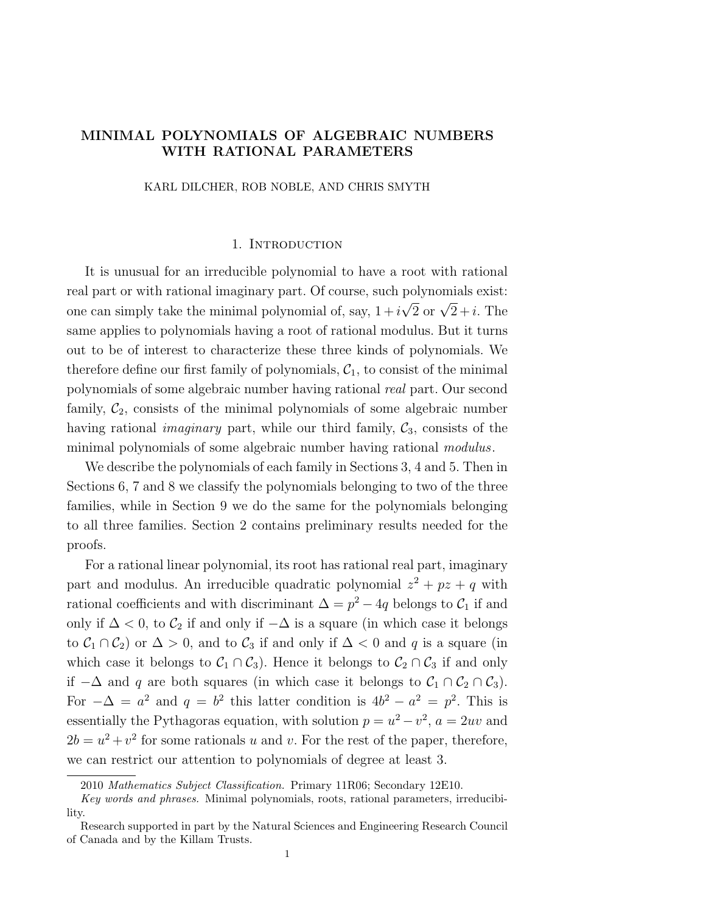# MINIMAL POLYNOMIALS OF ALGEBRAIC NUMBERS WITH RATIONAL PARAMETERS

KARL DILCHER, ROB NOBLE, AND CHRIS SMYTH

## 1. Introduction

It is unusual for an irreducible polynomial to have a root with rational real part or with rational imaginary part. Of course, such polynomials exist: one can simply take the minimal polynomial of, say, $1+i\sqrt{2}$ or $\sqrt{2}+i$. The same applies to polynomials having a root of rational modulus. But it turns out to be of interest to characterize these three kinds of polynomials. We therefore define our first family of polynomials, $\mathcal{C}_1$, to consist of the minimal polynomials of some algebraic number having rational *real* part. Our second family, $\mathcal{C}_2$, consists of the minimal polynomials of some algebraic number having rational *imaginary* part, while our third family, $\mathcal{C}_3$, consists of the minimal polynomials of some algebraic number having rational *modulus*.

We describe the polynomials of each family in Sections 3, 4 and 5. Then in Sections 6, 7 and 8 we classify the polynomials belonging to two of the three families, while in Section 9 we do the same for the polynomials belonging to all three families. Section 2 contains preliminary results needed for the proofs.

For a rational linear polynomial, its root has rational real part, imaginary part and modulus. An irreducible quadratic polynomial $z^2+pz+q$ with rational coefficients and with discriminant $\Delta = p^2-4q$ belongs to $\mathcal{C}_1$ if and only if $\Delta < 0$, to $\mathcal{C}_2$ if and only if $-\Delta$ is a square (in which case it belongs to $\mathcal{C}_1 \cap \mathcal{C}_2$) or $\Delta > 0$, and to $\mathcal{C}_3$ if and only if $\Delta < 0$ and $q$ is a square (in which case it belongs to $\mathcal{C}_1 \cap \mathcal{C}_3$). Hence it belongs to $\mathcal{C}_2 \cap \mathcal{C}_3$ if and only if $-\Delta$ and $q$ are both squares (in which case it belongs to $\mathcal{C}_1 \cap \mathcal{C}_2 \cap \mathcal{C}_3$). For $-\Delta = a^2$ and $q = b^2$ this latter condition is $4b^2 - a^2 = p^2$. This is essentially the Pythagoras equation, with solution $p = u^2 - v^2$, $a = 2uv$ and $2b = u^2 + v^2$ for some rationals $u$ and $v$. For the rest of the paper, therefore, we can restrict our attention to polynomials of degree at least 3.

---

2010 *Mathematics Subject Classification.* Primary 11R06; Secondary 12E10.

*Key words and phrases.* Minimal polynomials, roots, rational parameters, irreducibility.

Research supported in part by the Natural Sciences and Engineering Research Council of Canada and by the Killam Trusts.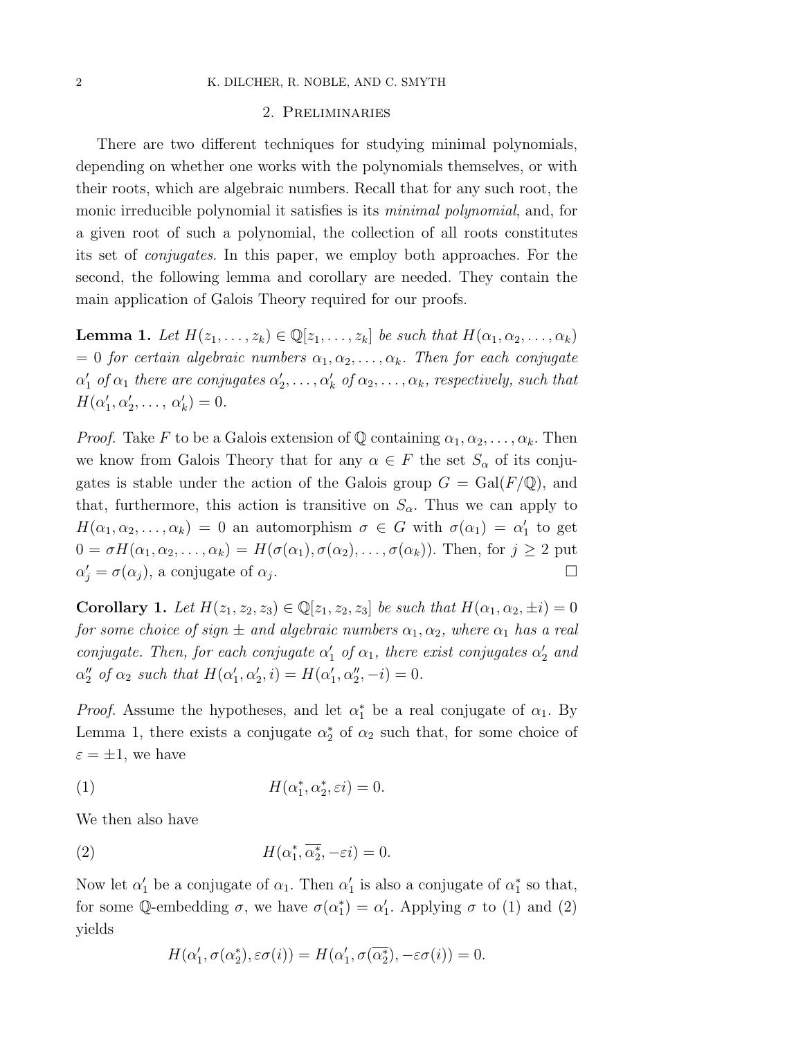## 2. Preliminaries

There are two different techniques for studying minimal polynomials, depending on whether one works with the polynomials themselves, or with their roots, which are algebraic numbers. Recall that for any such root, the monic irreducible polynomial it satisfies is its *minimal polynomial*, and, for a given root of such a polynomial, the collection of all roots constitutes its set of *conjugates*. In this paper, we employ both approaches. For the second, the following lemma and corollary are needed. They contain the main application of Galois Theory required for our proofs.

**Lemma 1.** *Let $H(z_1, \dots, z_k) \in \mathbb{Q}[z_1, \dots, z_k]$ be such that $H(\alpha_1, \alpha_2, \dots, \alpha_k) = 0$ for certain algebraic numbers $\alpha_1, \alpha_2, \dots, \alpha_k$. Then for each conjugate $\alpha_1'$ of $\alpha_1$ there are conjugates $\alpha_2', \dots, \alpha_k'$ of $\alpha_2, \dots, \alpha_k$, respectively, such that $H(\alpha_1', \alpha_2', \dots, \alpha_k') = 0$.*

*Proof.* Take $F$ to be a Galois extension of $\mathbb{Q}$ containing $\alpha_1, \alpha_2, \dots, \alpha_k$. Then we know from Galois Theory that for any $\alpha \in F$ the set $S_\alpha$ of its conjugates is stable under the action of the Galois group $G = \mathrm{Gal}(F/\mathbb{Q})$, and that, furthermore, this action is transitive on $S_\alpha$. Thus we can apply to $H(\alpha_1, \alpha_2, \dots, \alpha_k) = 0$ an automorphism $\sigma \in G$ with $\sigma(\alpha_1) = \alpha_1'$ to get $0 = \sigma H(\alpha_1, \alpha_2, \dots, \alpha_k) = H(\sigma(\alpha_1), \sigma(\alpha_2), \dots, \sigma(\alpha_k))$. Then, for $j \geq 2$ put $\alpha_j' = \sigma(\alpha_j)$, a conjugate of $\alpha_j$. □

**Corollary 1.** *Let $H(z_1, z_2, z_3) \in \mathbb{Q}[z_1, z_2, z_3]$ be such that $H(\alpha_1, \alpha_2, \pm i) = 0$ for some choice of sign $\pm$ and algebraic numbers $\alpha_1, \alpha_2$, where $\alpha_1$ has a real conjugate. Then, for each conjugate $\alpha_1'$ of $\alpha_1$, there exist conjugates $\alpha_2'$ and $\alpha_2''$ of $\alpha_2$ such that $H(\alpha_1', \alpha_2', i) = H(\alpha_1', \alpha_2'', -i) = 0$.*

*Proof.* Assume the hypotheses, and let $\alpha_1^*$ be a real conjugate of $\alpha_1$. By Lemma 1, there exists a conjugate $\alpha_2^*$ of $\alpha_2$ such that, for some choice of $\varepsilon = \pm 1$, we have

$$H(\alpha_1^*, \alpha_2^*, \varepsilon i) = 0. \tag{1}$$

We then also have

$$H(\alpha_1^*, \overline{\alpha_2^*}, -\varepsilon i) = 0. \tag{2}$$

Now let $\alpha_1'$ be a conjugate of $\alpha_1$. Then $\alpha_1'$ is also a conjugate of $\alpha_1^*$ so that, for some $\mathbb{Q}$-embedding $\sigma$, we have $\sigma(\alpha_1^*) = \alpha_1'$. Applying $\sigma$ to (1) and (2) yields

$$H(\alpha_1', \sigma(\alpha_2^*), \varepsilon\sigma(i)) = H(\alpha_1', \sigma(\overline{\alpha_2^*}), -\varepsilon\sigma(i)) = 0.$$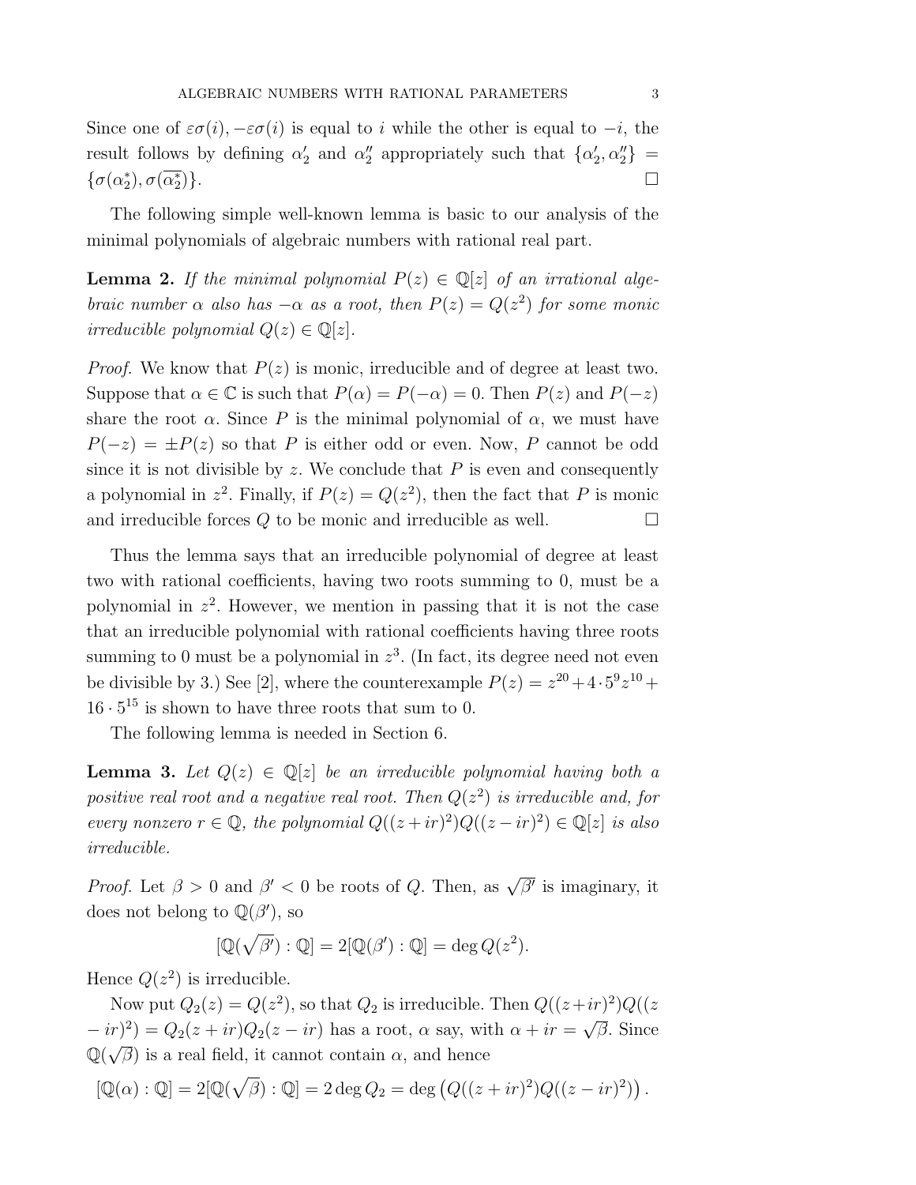Since one of $\varepsilon\sigma(i), -\varepsilon\sigma(i)$ is equal to $i$ while the other is equal to $-i$, the result follows by defining $\alpha_2'$ and $\alpha_2''$ appropriately such that $\{\alpha_2', \alpha_2''\} = \{\sigma(\alpha_2^*), \sigma(\overline{\alpha_2^*})\}$. $\square$

The following simple well-known lemma is basic to our analysis of the minimal polynomials of algebraic numbers with rational real part.

**Lemma 2.** *If the minimal polynomial $P(z) \in \mathbb{Q}[z]$ of an irrational algebraic number $\alpha$ also has $-\alpha$ as a root, then $P(z) = Q(z^2)$ for some monic irreducible polynomial $Q(z) \in \mathbb{Q}[z]$.*

*Proof.* We know that $P(z)$ is monic, irreducible and of degree at least two. Suppose that $\alpha \in \mathbb{C}$ is such that $P(\alpha) = P(-\alpha) = 0$. Then $P(z)$ and $P(-z)$ share the root $\alpha$. Since $P$ is the minimal polynomial of $\alpha$, we must have $P(-z) = \pm P(z)$ so that $P$ is either odd or even. Now, $P$ cannot be odd since it is not divisible by $z$. We conclude that $P$ is even and consequently a polynomial in $z^2$. Finally, if $P(z) = Q(z^2)$, then the fact that $P$ is monic and irreducible forces $Q$ to be monic and irreducible as well. $\square$

Thus the lemma says that an irreducible polynomial of degree at least two with rational coefficients, having two roots summing to 0, must be a polynomial in $z^2$. However, we mention in passing that it is not the case that an irreducible polynomial with rational coefficients having three roots summing to 0 must be a polynomial in $z^3$. (In fact, its degree need not even be divisible by 3.) See [2], where the counterexample $P(z) = z^{20} + 4 \cdot 5^9 z^{10} + 16 \cdot 5^{15}$ is shown to have three roots that sum to 0.

The following lemma is needed in Section 6.

**Lemma 3.** *Let $Q(z) \in \mathbb{Q}[z]$ be an irreducible polynomial having both a positive real root and a negative real root. Then $Q(z^2)$ is irreducible and, for every nonzero $r \in \mathbb{Q}$, the polynomial $Q((z+ir)^2)Q((z-ir)^2) \in \mathbb{Q}[z]$ is also irreducible.*

*Proof.* Let $\beta > 0$ and $\beta' < 0$ be roots of $Q$. Then, as $\sqrt{\beta'}$ is imaginary, it does not belong to $\mathbb{Q}(\beta')$, so

$$[\mathbb{Q}(\sqrt{\beta'}) : \mathbb{Q}] = 2[\mathbb{Q}(\beta') : \mathbb{Q}] = \deg Q(z^2).$$

Hence $Q(z^2)$ is irreducible.

Now put $Q_2(z) = Q(z^2)$, so that $Q_2$ is irreducible. Then $Q((z+ir)^2)Q((z-ir)^2) = Q_2(z+ir)Q_2(z-ir)$ has a root, $\alpha$ say, with $\alpha + ir = \sqrt{\beta}$. Since $\mathbb{Q}(\sqrt{\beta})$ is a real field, it cannot contain $\alpha$, and hence

$$[\mathbb{Q}(\alpha) : \mathbb{Q}] = 2[\mathbb{Q}(\sqrt{\beta}) : \mathbb{Q}] = 2 \deg Q_2 = \deg \left( Q((z+ir)^2)Q((z-ir)^2) \right).$$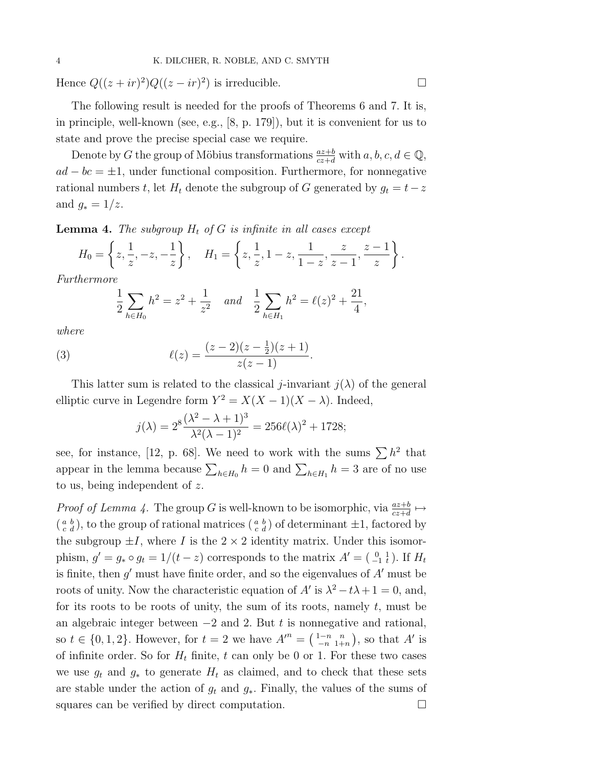Hence $Q((z+ir)^2)Q((z-ir)^2)$ is irreducible. $\square$

The following result is needed for the proofs of Theorems 6 and 7. It is, in principle, well-known (see, e.g., [8, p. 179]), but it is convenient for us to state and prove the precise special case we require.

Denote by $G$ the group of Möbius transformations $\frac{az+b}{cz+d}$ with $a,b,c,d \in \mathbb{Q}$, $ad-bc = \pm 1$, under functional composition. Furthermore, for nonnegative rational numbers $t$, let $H_t$ denote the subgroup of $G$ generated by $g_t = t - z$ and $g_* = 1/z$.

**Lemma 4.** *The subgroup $H_t$ of $G$ is infinite in all cases except*

$$H_0 = \left\{ z, \frac{1}{z}, -z, -\frac{1}{z} \right\}, \quad H_1 = \left\{ z, \frac{1}{z}, 1-z, \frac{1}{1-z}, \frac{z}{z-1}, \frac{z-1}{z} \right\}.$$

*Furthermore*

$$\frac{1}{2}\sum_{h \in H_0} h^2 = z^2 + \frac{1}{z^2} \quad \text{and} \quad \frac{1}{2}\sum_{h\in H_1} h^2 = \ell(z)^2 + \frac{21}{4},$$

*where*

$$\ell(z) = \frac{(z-2)(z-\frac{1}{2})(z+1)}{z(z-1)}. \tag{3}$$

This latter sum is related to the classical $j$-invariant $j(\lambda)$ of the general elliptic curve in Legendre form $Y^2 = X(X-1)(X-\lambda)$. Indeed,

$$j(\lambda) = 2^8 \frac{(\lambda^2 - \lambda + 1)^3}{\lambda^2(\lambda-1)^2} = 256\ell(\lambda)^2 + 1728;$$

see, for instance, [12, p. 68]. We need to work with the sums $\sum h^2$ that appear in the lemma because $\sum_{h \in H_0} h = 0$ and $\sum_{h\in H_1} h = 3$ are of no use to us, being independent of $z$.

*Proof of Lemma 4.* The group $G$ is well-known to be isomorphic, via $\frac{az+b}{cz+d} \mapsto \left(\begin{smallmatrix} a & b \\ c & d \end{smallmatrix}\right)$, to the group of rational matrices $\left(\begin{smallmatrix} a & b \\ c & d \end{smallmatrix}\right)$ of determinant $\pm 1$, factored by the subgroup $\pm I$, where $I$ is the $2\times 2$ identity matrix. Under this isomorphism, $g' = g_* \circ g_t = 1/(t-z)$ corresponds to the matrix $A' = \left(\begin{smallmatrix} 0 & 1 \\ -1 & t \end{smallmatrix}\right)$. If $H_t$ is finite, then $g'$ must have finite order, and so the eigenvalues of $A'$ must be roots of unity. Now the characteristic equation of $A'$ is $\lambda^2 - t\lambda + 1 = 0$, and, for its roots to be roots of unity, the sum of its roots, namely $t$, must be an algebraic integer between $-2$ and $2$. But $t$ is nonnegative and rational, so $t \in \{0,1,2\}$. However, for $t = 2$ we have $A'^n = \left(\begin{smallmatrix} 1-n & n \\ -n & 1+n \end{smallmatrix}\right)$, so that $A'$ is of infinite order. So for $H_t$ finite, $t$ can only be 0 or 1. For these two cases we use $g_t$ and $g_*$ to generate $H_t$ as claimed, and to check that these sets are stable under the action of $g_t$ and $g_*$. Finally, the values of the sums of squares can be verified by direct computation. $\square$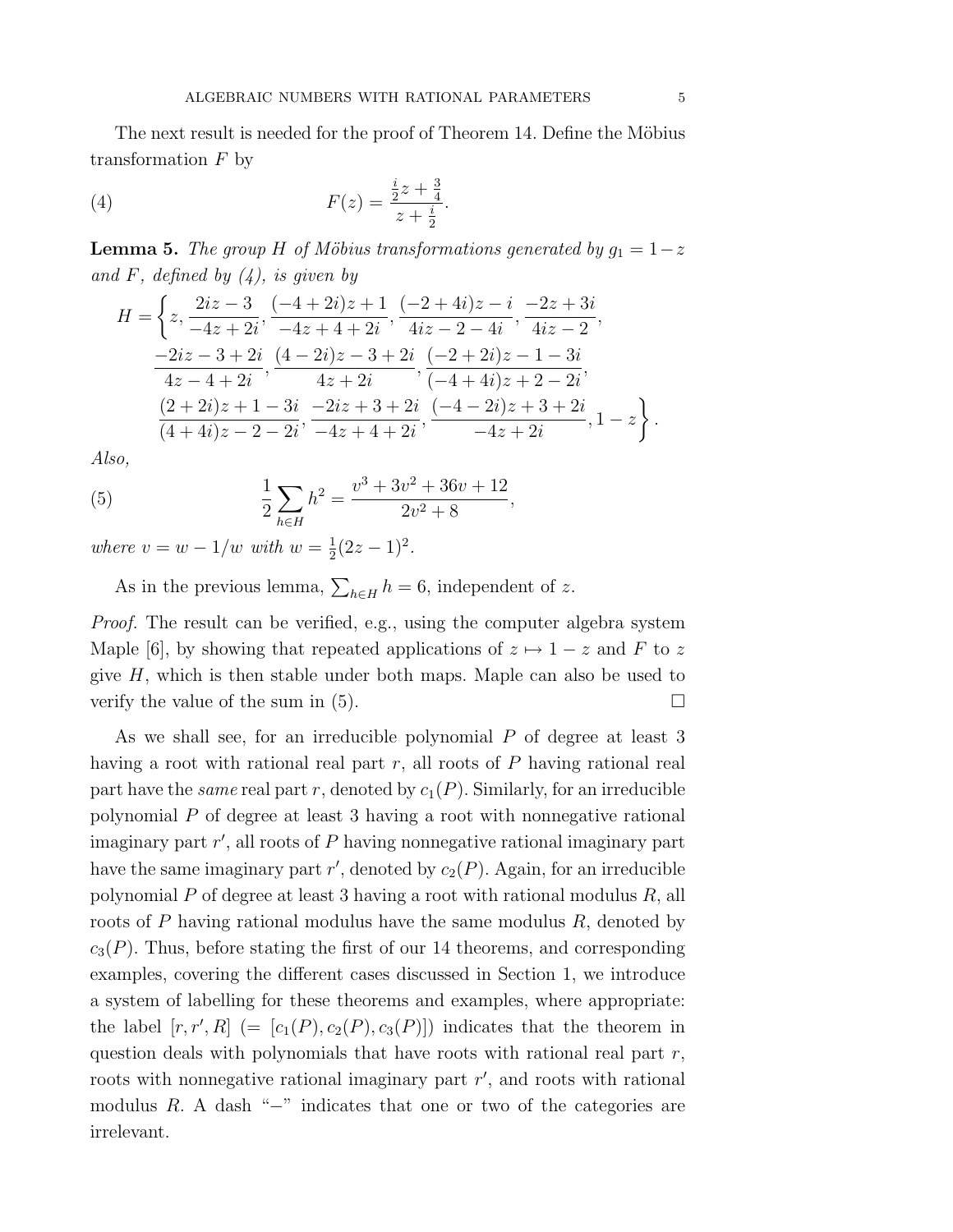The next result is needed for the proof of Theorem 14. Define the Möbius transformation $F$ by

$$F(z) = \frac{\frac{i}{2}z + \frac{3}{4}}{z + \frac{i}{2}}. \tag{4}$$

**Lemma 5.** *The group $H$ of Möbius transformations generated by $g_1 = 1 - z$ and $F$, defined by (4), is given by*

$$\begin{aligned}
H = \bigg\{ & z, \frac{2iz - 3}{-4z + 2i}, \frac{(-4+2i)z + 1}{-4z + 4 + 2i}, \frac{(-2+4i)z - i}{4iz - 2 - 4i}, \frac{-2z + 3i}{4iz - 2}, \\
& \frac{-2iz - 3 + 2i}{4z - 4 + 2i}, \frac{(4-2i)z - 3 + 2i}{4z + 2i}, \frac{(-2+2i)z - 1 - 3i}{(-4+4i)z + 2 - 2i}, \\
& \frac{(2+2i)z + 1 - 3i}{(4+4i)z - 2 - 2i}, \frac{-2iz + 3 + 2i}{-4z + 4 + 2i}, \frac{(-4-2i)z + 3 + 2i}{-4z + 2i}, 1 - z \bigg\}.
\end{aligned}$$

*Also,*

$$\frac{1}{2}\sum_{h \in H} h^2 = \frac{v^3 + 3v^2 + 36v + 12}{2v^2 + 8}, \tag{5}$$

*where $v = w - 1/w$ with $w = \frac{1}{2}(2z-1)^2$.*

As in the previous lemma, $\sum_{h \in H} h = 6$, independent of $z$.

*Proof.* The result can be verified, e.g., using the computer algebra system Maple [6], by showing that repeated applications of $z \mapsto 1 - z$ and $F$ to $z$ give $H$, which is then stable under both maps. Maple can also be used to verify the value of the sum in (5). $\square$

As we shall see, for an irreducible polynomial $P$ of degree at least 3 having a root with rational real part $r$, all roots of $P$ having rational real part have the *same* real part $r$, denoted by $c_1(P)$. Similarly, for an irreducible polynomial $P$ of degree at least 3 having a root with nonnegative rational imaginary part $r'$, all roots of $P$ having nonnegative rational imaginary part have the same imaginary part $r'$, denoted by $c_2(P)$. Again, for an irreducible polynomial $P$ of degree at least 3 having a root with rational modulus $R$, all roots of $P$ having rational modulus have the same modulus $R$, denoted by $c_3(P)$. Thus, before stating the first of our 14 theorems, and corresponding examples, covering the different cases discussed in Section 1, we introduce a system of labelling for these theorems and examples, where appropriate: the label $[r, r', R]$ $(= [c_1(P), c_2(P), c_3(P)])$ indicates that the theorem in question deals with polynomials that have roots with rational real part $r$, roots with nonnegative rational imaginary part $r'$, and roots with rational modulus $R$. A dash "$-$" indicates that one or two of the categories are irrelevant.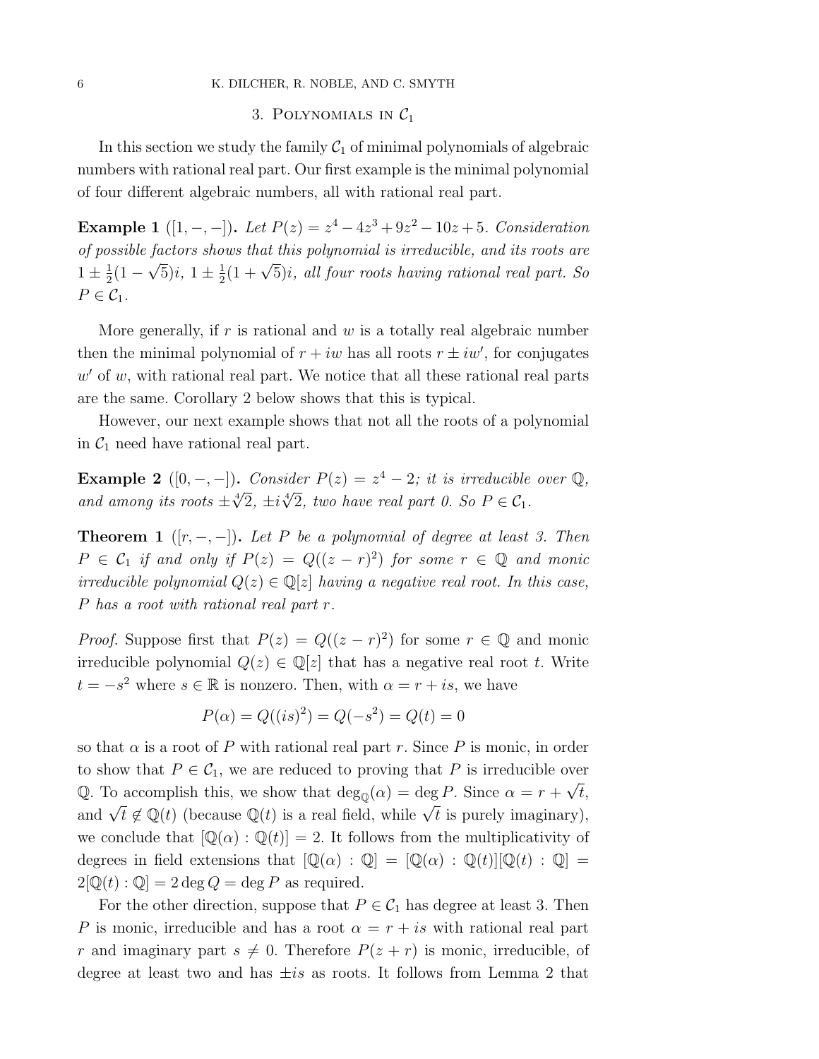## 3. Polynomials in $\mathcal{C}_1$

In this section we study the family $\mathcal{C}_1$ of minimal polynomials of algebraic numbers with rational real part. Our first example is the minimal polynomial of four different algebraic numbers, all with rational real part.

**Example 1** ([1, −, −])**.** *Let $P(z) = z^4 - 4z^3 + 9z^2 - 10z + 5$. Consideration of possible factors shows that this polynomial is irreducible, and its roots are $1 \pm \frac{1}{2}(1-\sqrt{5})i$, $1 \pm \frac{1}{2}(1+\sqrt{5})i$, all four roots having rational real part. So $P \in \mathcal{C}_1$.*

More generally, if $r$ is rational and $w$ is a totally real algebraic number then the minimal polynomial of $r + iw$ has all roots $r \pm iw'$, for conjugates $w'$ of $w$, with rational real part. We notice that all these rational real parts are the same. Corollary 2 below shows that this is typical.

However, our next example shows that not all the roots of a polynomial in $\mathcal{C}_1$ need have rational real part.

**Example 2** ([0, −, −])**.** *Consider $P(z) = z^4 - 2$; it is irreducible over $\mathbb{Q}$, and among its roots $\pm\sqrt[4]{2}$, $\pm i\sqrt[4]{2}$, two have real part 0. So $P \in \mathcal{C}_1$.*

**Theorem 1** ([$r$, −, −])**.** *Let $P$ be a polynomial of degree at least 3. Then $P \in \mathcal{C}_1$ if and only if $P(z) = Q((z-r)^2)$ for some $r \in \mathbb{Q}$ and monic irreducible polynomial $Q(z) \in \mathbb{Q}[z]$ having a negative real root. In this case, $P$ has a root with rational real part $r$.*

*Proof.* Suppose first that $P(z) = Q((z-r)^2)$ for some $r \in \mathbb{Q}$ and monic irreducible polynomial $Q(z) \in \mathbb{Q}[z]$ that has a negative real root $t$. Write $t = -s^2$ where $s \in \mathbb{R}$ is nonzero. Then, with $\alpha = r + is$, we have

$$P(\alpha) = Q((is)^2) = Q(-s^2) = Q(t) = 0$$

so that $\alpha$ is a root of $P$ with rational real part $r$. Since $P$ is monic, in order to show that $P \in \mathcal{C}_1$, we are reduced to proving that $P$ is irreducible over $\mathbb{Q}$. To accomplish this, we show that $\deg_{\mathbb{Q}}(\alpha) = \deg P$. Since $\alpha = r + \sqrt{t}$, and $\sqrt{t} \notin \mathbb{Q}(t)$ (because $\mathbb{Q}(t)$ is a real field, while $\sqrt{t}$ is purely imaginary), we conclude that $[\mathbb{Q}(\alpha) : \mathbb{Q}(t)] = 2$. It follows from the multiplicativity of degrees in field extensions that $[\mathbb{Q}(\alpha) : \mathbb{Q}] = [\mathbb{Q}(\alpha) : \mathbb{Q}(t)][\mathbb{Q}(t) : \mathbb{Q}] = 2[\mathbb{Q}(t) : \mathbb{Q}] = 2\deg Q = \deg P$ as required.

For the other direction, suppose that $P \in \mathcal{C}_1$ has degree at least 3. Then $P$ is monic, irreducible and has a root $\alpha = r + is$ with rational real part $r$ and imaginary part $s \neq 0$. Therefore $P(z + r)$ is monic, irreducible, of degree at least two and has $\pm is$ as roots. It follows from Lemma 2 that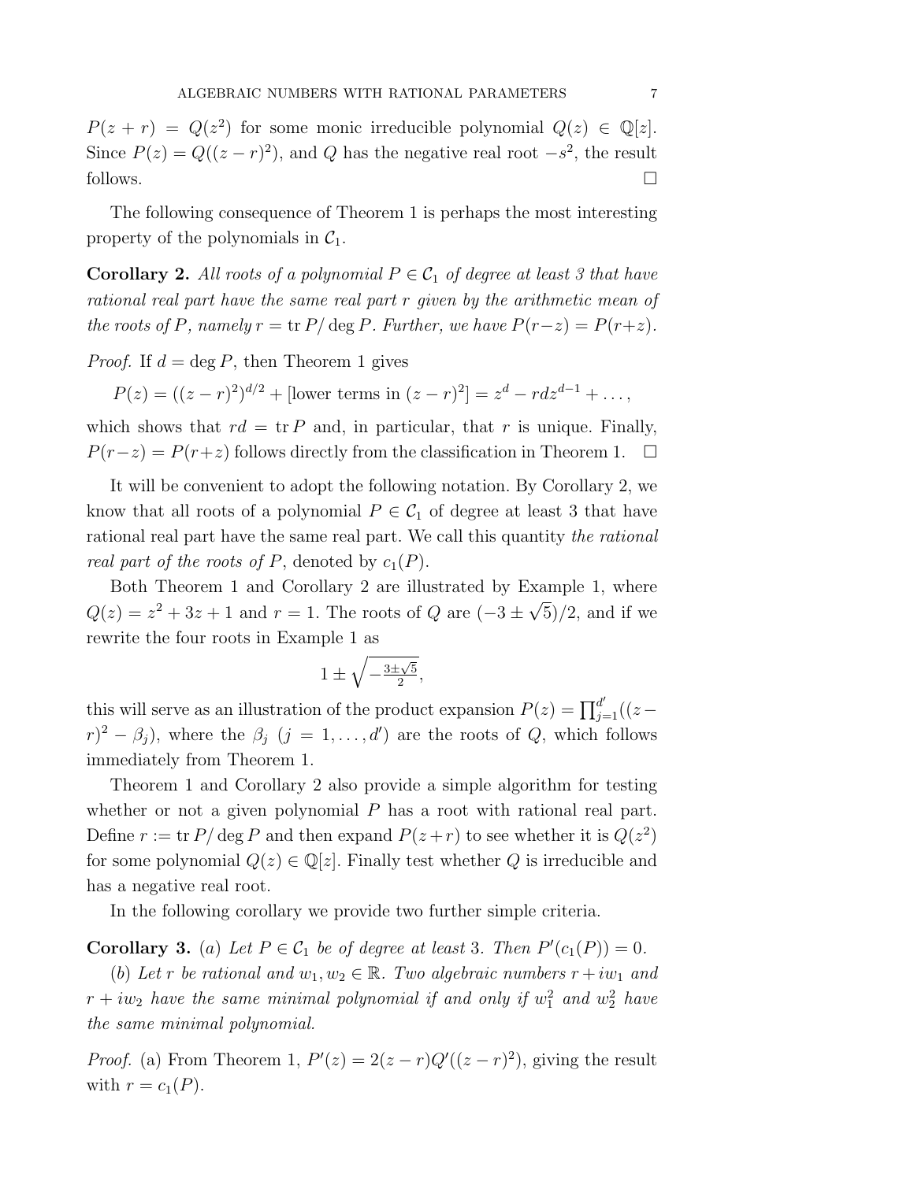$P(z+r) = Q(z^2)$ for some monic irreducible polynomial $Q(z) \in \mathbb{Q}[z]$. Since $P(z) = Q((z-r)^2)$, and $Q$ has the negative real root $-s^2$, the result follows. $\square$

The following consequence of Theorem 1 is perhaps the most interesting property of the polynomials in $\mathcal{C}_1$.

**Corollary 2.** *All roots of a polynomial $P \in \mathcal{C}_1$ of degree at least 3 that have rational real part have the same real part $r$ given by the arithmetic mean of the roots of $P$, namely $r = \operatorname{tr} P / \deg P$. Further, we have $P(r-z) = P(r+z)$.*

*Proof.* If $d = \deg P$, then Theorem 1 gives

$$P(z) = ((z-r)^2)^{d/2} + [\text{lower terms in } (z-r)^2] = z^d - rdz^{d-1} + \dots,$$

which shows that $rd = \operatorname{tr} P$ and, in particular, that $r$ is unique. Finally, $P(r-z) = P(r+z)$ follows directly from the classification in Theorem 1. $\square$

It will be convenient to adopt the following notation. By Corollary 2, we know that all roots of a polynomial $P \in \mathcal{C}_1$ of degree at least 3 that have rational real part have the same real part. We call this quantity *the rational real part of the roots of* $P$, denoted by $c_1(P)$.

Both Theorem 1 and Corollary 2 are illustrated by Example 1, where $Q(z) = z^2 + 3z + 1$ and $r = 1$. The roots of $Q$ are $(-3 \pm \sqrt{5})/2$, and if we rewrite the four roots in Example 1 as

$$1 \pm \sqrt{-\tfrac{3 \pm \sqrt{5}}{2}},$$

this will serve as an illustration of the product expansion $P(z) = \prod_{j=1}^{d'}((z-r)^2 - \beta_j)$, where the $\beta_j$ ($j = 1, \dots, d'$) are the roots of $Q$, which follows immediately from Theorem 1.

Theorem 1 and Corollary 2 also provide a simple algorithm for testing whether or not a given polynomial $P$ has a root with rational real part. Define $r := \operatorname{tr} P / \deg P$ and then expand $P(z+r)$ to see whether it is $Q(z^2)$ for some polynomial $Q(z) \in \mathbb{Q}[z]$. Finally test whether $Q$ is irreducible and has a negative real root.

In the following corollary we provide two further simple criteria.

**Corollary 3.** (*a*) *Let $P \in \mathcal{C}_1$ be of degree at least 3. Then $P'(c_1(P)) = 0$.*

(*b*) *Let $r$ be rational and $w_1, w_2 \in \mathbb{R}$. Two algebraic numbers $r + iw_1$ and $r + iw_2$ have the same minimal polynomial if and only if $w_1^2$ and $w_2^2$ have the same minimal polynomial.*

*Proof.* (a) From Theorem 1, $P'(z) = 2(z-r)Q'((z-r)^2)$, giving the result with $r = c_1(P)$.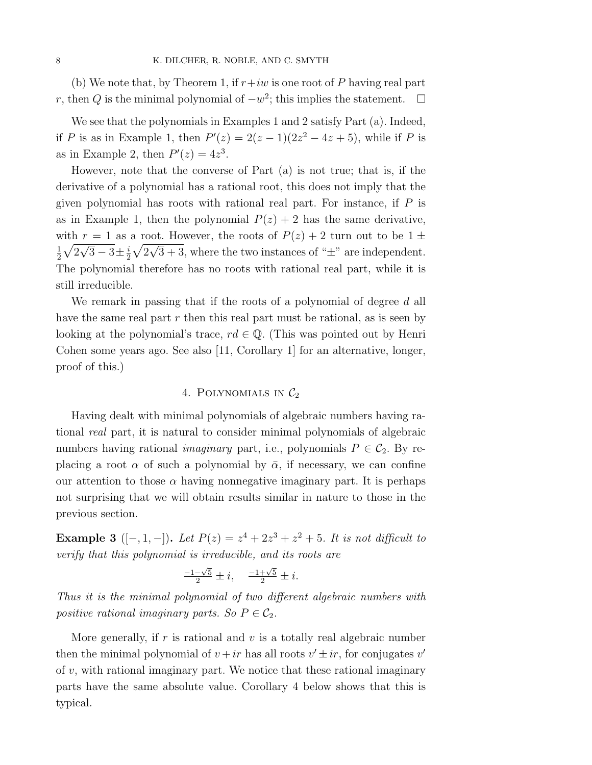(b) We note that, by Theorem 1, if $r+iw$ is one root of $P$ having real part $r$, then $Q$ is the minimal polynomial of $-w^2$; this implies the statement. $\square$

We see that the polynomials in Examples 1 and 2 satisfy Part (a). Indeed, if $P$ is as in Example 1, then $P'(z) = 2(z-1)(2z^2-4z+5)$, while if $P$ is as in Example 2, then $P'(z) = 4z^3$.

However, note that the converse of Part (a) is not true; that is, if the derivative of a polynomial has a rational root, this does not imply that the given polynomial has roots with rational real part. For instance, if $P$ is as in Example 1, then the polynomial $P(z)+2$ has the same derivative, with $r=1$ as a root. However, the roots of $P(z)+2$ turn out to be $1 \pm \frac{1}{2}\sqrt{2\sqrt{3}-3} \pm \frac{i}{2}\sqrt{2\sqrt{3}+3}$, where the two instances of "$\pm$" are independent. The polynomial therefore has no roots with rational real part, while it is still irreducible.

We remark in passing that if the roots of a polynomial of degree $d$ all have the same real part $r$ then this real part must be rational, as is seen by looking at the polynomial's trace, $rd \in \mathbb{Q}$. (This was pointed out by Henri Cohen some years ago. See also [11, Corollary 1] for an alternative, longer, proof of this.)

## 4. Polynomials in $\mathcal{C}_2$

Having dealt with minimal polynomials of algebraic numbers having rational *real* part, it is natural to consider minimal polynomials of algebraic numbers having rational *imaginary* part, i.e., polynomials $P \in \mathcal{C}_2$. By replacing a root $\alpha$ of such a polynomial by $\bar{\alpha}$, if necessary, we can confine our attention to those $\alpha$ having nonnegative imaginary part. It is perhaps not surprising that we will obtain results similar in nature to those in the previous section.

**Example 3** **($[-,1,-]$).** *Let $P(z) = z^4+2z^3+z^2+5$. It is not difficult to verify that this polynomial is irreducible, and its roots are*

$$\tfrac{-1-\sqrt{5}}{2} \pm i, \quad \tfrac{-1+\sqrt{5}}{2} \pm i.$$

*Thus it is the minimal polynomial of two different algebraic numbers with positive rational imaginary parts. So $P \in \mathcal{C}_2$.*

More generally, if $r$ is rational and $v$ is a totally real algebraic number then the minimal polynomial of $v+ir$ has all roots $v' \pm ir$, for conjugates $v'$ of $v$, with rational imaginary part. We notice that these rational imaginary parts have the same absolute value. Corollary 4 below shows that this is typical.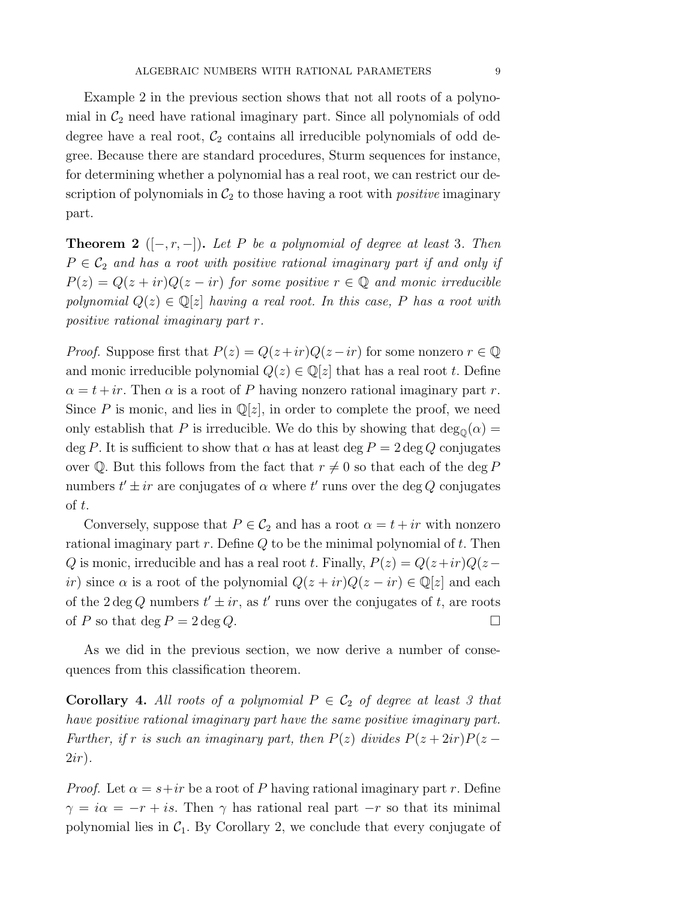Example 2 in the previous section shows that not all roots of a polynomial in $\mathcal{C}_2$ need have rational imaginary part. Since all polynomials of odd degree have a real root, $\mathcal{C}_2$ contains all irreducible polynomials of odd degree. Because there are standard procedures, Sturm sequences for instance, for determining whether a polynomial has a real root, we can restrict our description of polynomials in $\mathcal{C}_2$ to those having a root with *positive* imaginary part.

**Theorem 2** ($[-, r, -]$)**.** *Let $P$ be a polynomial of degree at least 3. Then $P \in \mathcal{C}_2$ and has a root with positive rational imaginary part if and only if $P(z) = Q(z + ir)Q(z - ir)$ for some positive $r \in \mathbb{Q}$ and monic irreducible polynomial $Q(z) \in \mathbb{Q}[z]$ having a real root. In this case, $P$ has a root with positive rational imaginary part $r$.*

*Proof.* Suppose first that $P(z) = Q(z+ir)Q(z-ir)$ for some nonzero $r \in \mathbb{Q}$ and monic irreducible polynomial $Q(z) \in \mathbb{Q}[z]$ that has a real root $t$. Define $\alpha = t + ir$. Then $\alpha$ is a root of $P$ having nonzero rational imaginary part $r$. Since $P$ is monic, and lies in $\mathbb{Q}[z]$, in order to complete the proof, we need only establish that $P$ is irreducible. We do this by showing that $\deg_{\mathbb{Q}}(\alpha) = \deg P$. It is sufficient to show that $\alpha$ has at least $\deg P = 2 \deg Q$ conjugates over $\mathbb{Q}$. But this follows from the fact that $r \neq 0$ so that each of the $\deg P$ numbers $t' \pm ir$ are conjugates of $\alpha$ where $t'$ runs over the $\deg Q$ conjugates of $t$.

Conversely, suppose that $P \in \mathcal{C}_2$ and has a root $\alpha = t + ir$ with nonzero rational imaginary part $r$. Define $Q$ to be the minimal polynomial of $t$. Then $Q$ is monic, irreducible and has a real root $t$. Finally, $P(z) = Q(z+ir)Q(z-ir)$ since $\alpha$ is a root of the polynomial $Q(z + ir)Q(z - ir) \in \mathbb{Q}[z]$ and each of the $2 \deg Q$ numbers $t' \pm ir$, as $t'$ runs over the conjugates of $t$, are roots of $P$ so that $\deg P = 2 \deg Q$. $\square$

As we did in the previous section, we now derive a number of consequences from this classification theorem.

**Corollary 4.** *All roots of a polynomial $P \in \mathcal{C}_2$ of degree at least 3 that have positive rational imaginary part have the same positive imaginary part. Further, if $r$ is such an imaginary part, then $P(z)$ divides $P(z + 2ir)P(z - 2ir)$.*

*Proof.* Let $\alpha = s + ir$ be a root of $P$ having rational imaginary part $r$. Define $\gamma = i\alpha = -r + is$. Then $\gamma$ has rational real part $-r$ so that its minimal polynomial lies in $\mathcal{C}_1$. By Corollary 2, we conclude that every conjugate of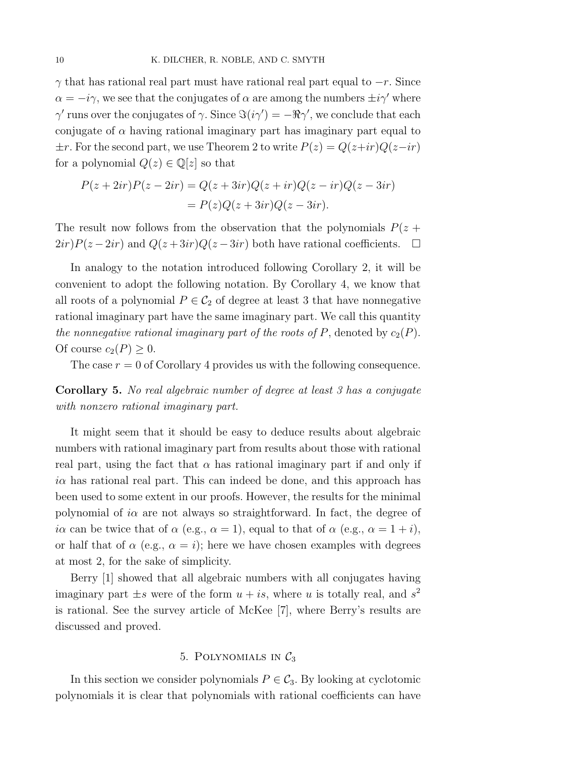$\gamma$ that has rational real part must have rational real part equal to $-r$. Since $\alpha = -i\gamma$, we see that the conjugates of $\alpha$ are among the numbers $\pm i\gamma'$ where $\gamma'$ runs over the conjugates of $\gamma$. Since $\Im(i\gamma') = -\Re\gamma'$, we conclude that each conjugate of $\alpha$ having rational imaginary part has imaginary part equal to $\pm r$. For the second part, we use Theorem 2 to write $P(z) = Q(z+ir)Q(z-ir)$ for a polynomial $Q(z) \in \mathbb{Q}[z]$ so that

$$
\begin{aligned}
P(z+2ir)P(z-2ir) &= Q(z+3ir)Q(z+ir)Q(z-ir)Q(z-3ir) \\
&= P(z)Q(z+3ir)Q(z-3ir).
\end{aligned}
$$

The result now follows from the observation that the polynomials $P(z+2ir)P(z-2ir)$ and $Q(z+3ir)Q(z-3ir)$ both have rational coefficients. $\square$

In analogy to the notation introduced following Corollary 2, it will be convenient to adopt the following notation. By Corollary 4, we know that all roots of a polynomial $P \in \mathcal{C}_2$ of degree at least 3 that have nonnegative rational imaginary part have the same imaginary part. We call this quantity *the nonnegative rational imaginary part of the roots of* $P$, denoted by $c_2(P)$. Of course $c_2(P) \geq 0$.

The case $r = 0$ of Corollary 4 provides us with the following consequence.

**Corollary 5.** *No real algebraic number of degree at least 3 has a conjugate with nonzero rational imaginary part.*

It might seem that it should be easy to deduce results about algebraic numbers with rational imaginary part from results about those with rational real part, using the fact that $\alpha$ has rational imaginary part if and only if $i\alpha$ has rational real part. This can indeed be done, and this approach has been used to some extent in our proofs. However, the results for the minimal polynomial of $i\alpha$ are not always so straightforward. In fact, the degree of $i\alpha$ can be twice that of $\alpha$ (e.g., $\alpha = 1$), equal to that of $\alpha$ (e.g., $\alpha = 1+i$), or half that of $\alpha$ (e.g., $\alpha = i$); here we have chosen examples with degrees at most 2, for the sake of simplicity.

Berry [1] showed that all algebraic numbers with all conjugates having imaginary part $\pm s$ were of the form $u + is$, where $u$ is totally real, and $s^2$ is rational. See the survey article of McKee [7], where Berry's results are discussed and proved.

## 5. Polynomials in $\mathcal{C}_3$

In this section we consider polynomials $P \in \mathcal{C}_3$. By looking at cyclotomic polynomials it is clear that polynomials with rational coefficients can have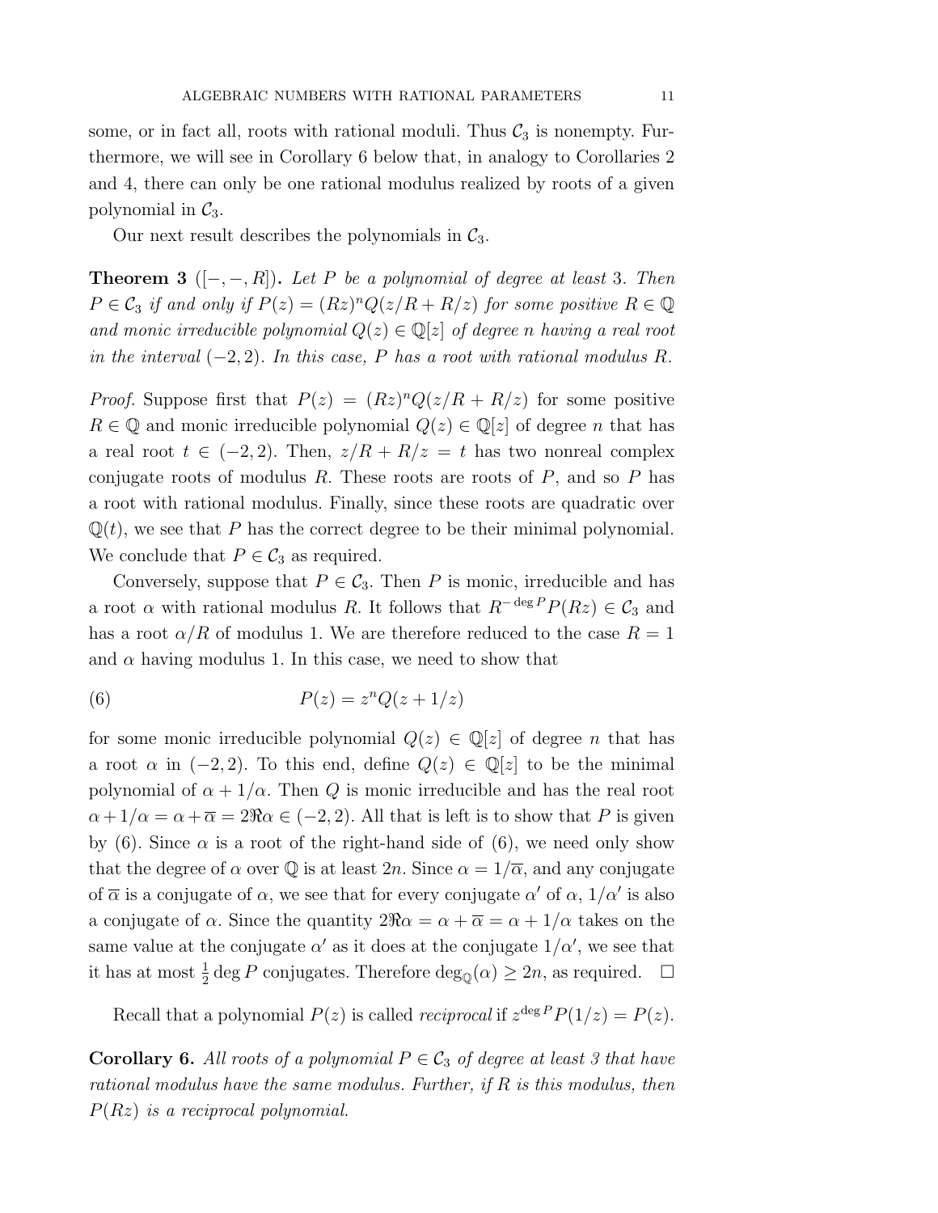some, or in fact all, roots with rational moduli. Thus $\mathcal{C}_3$ is nonempty. Furthermore, we will see in Corollary 6 below that, in analogy to Corollaries 2 and 4, there can only be one rational modulus realized by roots of a given polynomial in $\mathcal{C}_3$.

Our next result describes the polynomials in $\mathcal{C}_3$.

**Theorem 3** ($[-,-,R]$)**.** *Let $P$ be a polynomial of degree at least 3. Then $P \in \mathcal{C}_3$ if and only if $P(z) = (Rz)^n Q(z/R + R/z)$ for some positive $R \in \mathbb{Q}$ and monic irreducible polynomial $Q(z) \in \mathbb{Q}[z]$ of degree $n$ having a real root in the interval $(-2, 2)$. In this case, $P$ has a root with rational modulus $R$.*

*Proof.* Suppose first that $P(z) = (Rz)^n Q(z/R + R/z)$ for some positive $R \in \mathbb{Q}$ and monic irreducible polynomial $Q(z) \in \mathbb{Q}[z]$ of degree $n$ that has a real root $t \in (-2, 2)$. Then, $z/R + R/z = t$ has two nonreal complex conjugate roots of modulus $R$. These roots are roots of $P$, and so $P$ has a root with rational modulus. Finally, since these roots are quadratic over $\mathbb{Q}(t)$, we see that $P$ has the correct degree to be their minimal polynomial. We conclude that $P \in \mathcal{C}_3$ as required.

Conversely, suppose that $P \in \mathcal{C}_3$. Then $P$ is monic, irreducible and has a root $\alpha$ with rational modulus $R$. It follows that $R^{-\deg P} P(Rz) \in \mathcal{C}_3$ and has a root $\alpha/R$ of modulus 1. We are therefore reduced to the case $R = 1$ and $\alpha$ having modulus 1. In this case, we need to show that

$$P(z) = z^n Q(z + 1/z) \tag{6}$$

for some monic irreducible polynomial $Q(z) \in \mathbb{Q}[z]$ of degree $n$ that has a root $\alpha$ in $(-2, 2)$. To this end, define $Q(z) \in \mathbb{Q}[z]$ to be the minimal polynomial of $\alpha + 1/\alpha$. Then $Q$ is monic irreducible and has the real root $\alpha + 1/\alpha = \alpha + \overline{\alpha} = 2\Re\alpha \in (-2, 2)$. All that is left is to show that $P$ is given by (6). Since $\alpha$ is a root of the right-hand side of (6), we need only show that the degree of $\alpha$ over $\mathbb{Q}$ is at least $2n$. Since $\alpha = 1/\overline{\alpha}$, and any conjugate of $\overline{\alpha}$ is a conjugate of $\alpha$, we see that for every conjugate $\alpha'$ of $\alpha$, $1/\alpha'$ is also a conjugate of $\alpha$. Since the quantity $2\Re\alpha = \alpha + \overline{\alpha} = \alpha + 1/\alpha$ takes on the same value at the conjugate $\alpha'$ as it does at the conjugate $1/\alpha'$, we see that it has at most $\frac{1}{2}\deg P$ conjugates. Therefore $\deg_{\mathbb{Q}}(\alpha) \geq 2n$, as required. $\square$

Recall that a polynomial $P(z)$ is called *reciprocal* if $z^{\deg P} P(1/z) = P(z)$.

**Corollary 6.** *All roots of a polynomial $P \in \mathcal{C}_3$ of degree at least 3 that have rational modulus have the same modulus. Further, if $R$ is this modulus, then $P(Rz)$ is a reciprocal polynomial.*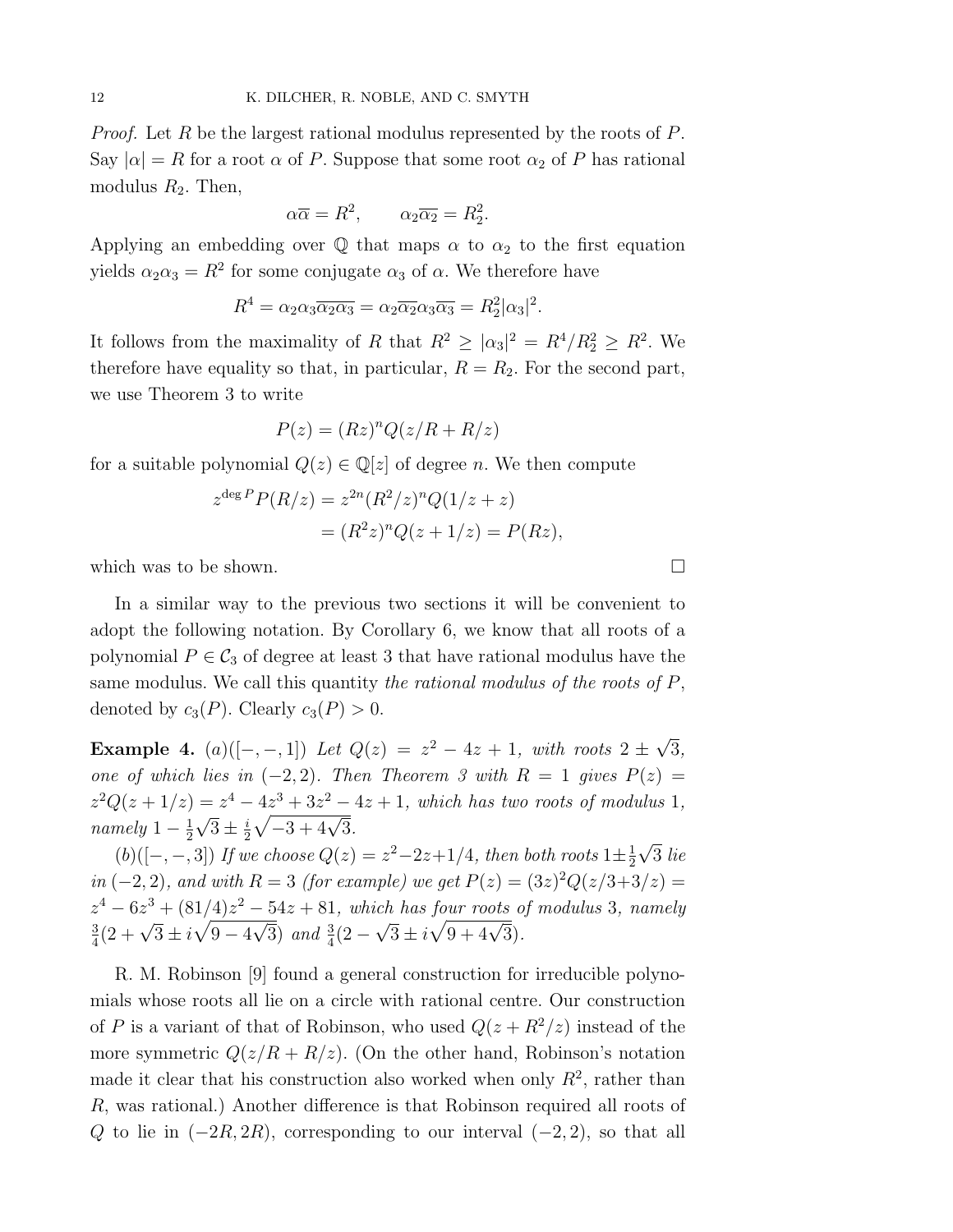*Proof.* Let $R$ be the largest rational modulus represented by the roots of $P$. Say $|\alpha| = R$ for a root $\alpha$ of $P$. Suppose that some root $\alpha_2$ of $P$ has rational modulus $R_2$. Then,

$$\alpha\overline{\alpha} = R^2, \qquad \alpha_2\overline{\alpha_2} = R_2^2.$$

Applying an embedding over $\mathbb{Q}$ that maps $\alpha$ to $\alpha_2$ to the first equation yields $\alpha_2\alpha_3 = R^2$ for some conjugate $\alpha_3$ of $\alpha$. We therefore have

$$R^4 = \alpha_2\alpha_3\overline{\alpha_2\alpha_3} = \alpha_2\overline{\alpha_2}\alpha_3\overline{\alpha_3} = R_2^2|\alpha_3|^2.$$

It follows from the maximality of $R$ that $R^2 \geq |\alpha_3|^2 = R^4/R_2^2 \geq R^2$. We therefore have equality so that, in particular, $R = R_2$. For the second part, we use Theorem 3 to write

$$P(z) = (Rz)^n Q(z/R + R/z)$$

for a suitable polynomial $Q(z) \in \mathbb{Q}[z]$ of degree $n$. We then compute

$$\begin{aligned} z^{\deg P} P(R/z) &= z^{2n}(R^2/z)^n Q(1/z + z) \\ &= (R^2 z)^n Q(z + 1/z) = P(Rz), \end{aligned}$$

which was to be shown. $\square$

In a similar way to the previous two sections it will be convenient to adopt the following notation. By Corollary 6, we know that all roots of a polynomial $P \in \mathcal{C}_3$ of degree at least 3 that have rational modulus have the same modulus. We call this quantity *the rational modulus of the roots of* $P$, denoted by $c_3(P)$. Clearly $c_3(P) > 0$.

**Example 4.** (*a*)([$-, -, 1$]) *Let* $Q(z) = z^2 - 4z + 1$, *with roots* $2 \pm \sqrt{3}$, *one of which lies in* $(-2, 2)$. *Then Theorem 3 with* $R = 1$ *gives* $P(z) = z^2 Q(z + 1/z) = z^4 - 4z^3 + 3z^2 - 4z + 1$, *which has two roots of modulus* 1, *namely* $1 - \frac{1}{2}\sqrt{3} \pm \frac{i}{2}\sqrt{-3 + 4\sqrt{3}}$.

(*b*)([$-, -, 3$]) *If we choose* $Q(z) = z^2 - 2z + 1/4$, *then both roots* $1 \pm \frac{1}{2}\sqrt{3}$ *lie in* $(-2, 2)$, *and with* $R = 3$ *(for example) we get* $P(z) = (3z)^2 Q(z/3 + 3/z) = z^4 - 6z^3 + (81/4)z^2 - 54z + 81$, *which has four roots of modulus* 3, *namely* $\frac{3}{4}(2 + \sqrt{3} \pm i\sqrt{9 - 4\sqrt{3}})$ *and* $\frac{3}{4}(2 - \sqrt{3} \pm i\sqrt{9 + 4\sqrt{3}})$.

R. M. Robinson [9] found a general construction for irreducible polynomials whose roots all lie on a circle with rational centre. Our construction of $P$ is a variant of that of Robinson, who used $Q(z + R^2/z)$ instead of the more symmetric $Q(z/R + R/z)$. (On the other hand, Robinson's notation made it clear that his construction also worked when only $R^2$, rather than $R$, was rational.) Another difference is that Robinson required all roots of $Q$ to lie in $(-2R, 2R)$, corresponding to our interval $(-2, 2)$, so that all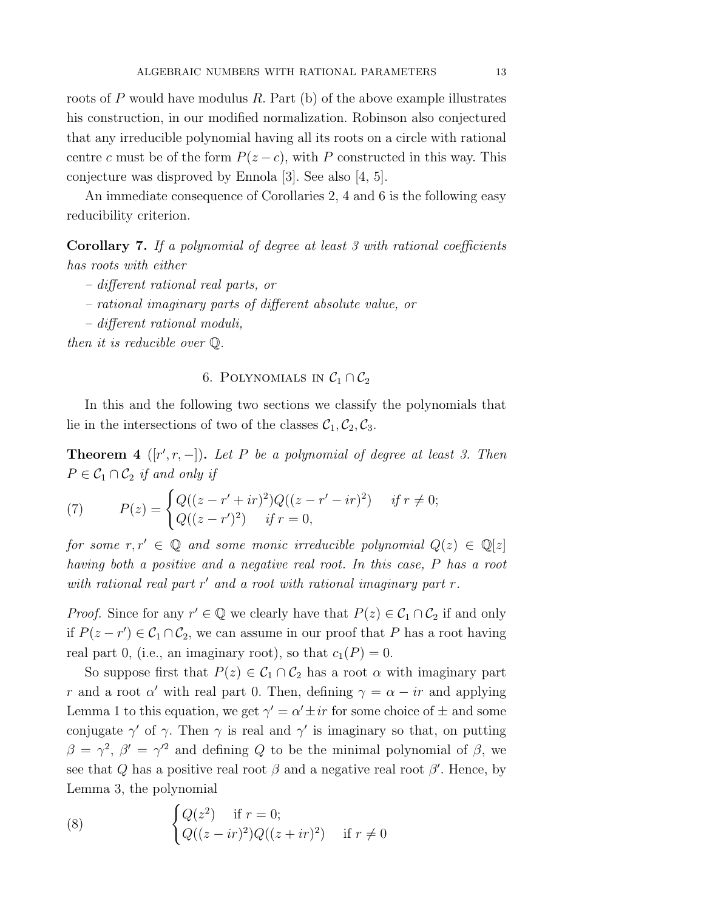roots of $P$ would have modulus $R$. Part (b) of the above example illustrates his construction, in our modified normalization. Robinson also conjectured that any irreducible polynomial having all its roots on a circle with rational centre $c$ must be of the form $P(z-c)$, with $P$ constructed in this way. This conjecture was disproved by Ennola [3]. See also [4, 5].

An immediate consequence of Corollaries 2, 4 and 6 is the following easy reducibility criterion.

**Corollary 7.** *If a polynomial of degree at least 3 with rational coefficients has roots with either*

– *different rational real parts, or*

– *rational imaginary parts of different absolute value, or*

– *different rational moduli,*

*then it is reducible over* $\mathbb{Q}$.

## 6. Polynomials in $\mathcal{C}_1 \cap \mathcal{C}_2$

In this and the following two sections we classify the polynomials that lie in the intersections of two of the classes $\mathcal{C}_1, \mathcal{C}_2, \mathcal{C}_3$.

**Theorem 4** ($[r', r, -]$)**.** *Let $P$ be a polynomial of degree at least 3. Then $P \in \mathcal{C}_1 \cap \mathcal{C}_2$ if and only if*

$$P(z) = \begin{cases} Q((z-r'+ir)^2)Q((z-r'-ir)^2) & \text{if } r \neq 0; \\ Q((z-r')^2) & \text{if } r = 0, \end{cases} \tag{7}$$

*for some $r, r' \in \mathbb{Q}$ and some monic irreducible polynomial $Q(z) \in \mathbb{Q}[z]$ having both a positive and a negative real root. In this case, $P$ has a root with rational real part $r'$ and a root with rational imaginary part $r$.*

*Proof.* Since for any $r' \in \mathbb{Q}$ we clearly have that $P(z) \in \mathcal{C}_1 \cap \mathcal{C}_2$ if and only if $P(z-r') \in \mathcal{C}_1 \cap \mathcal{C}_2$, we can assume in our proof that $P$ has a root having real part 0, (i.e., an imaginary root), so that $c_1(P) = 0$.

So suppose first that $P(z) \in \mathcal{C}_1 \cap \mathcal{C}_2$ has a root $\alpha$ with imaginary part $r$ and a root $\alpha'$ with real part 0. Then, defining $\gamma = \alpha - ir$ and applying Lemma 1 to this equation, we get $\gamma' = \alpha' \pm ir$ for some choice of $\pm$ and some conjugate $\gamma'$ of $\gamma$. Then $\gamma$ is real and $\gamma'$ is imaginary so that, on putting $\beta = \gamma^2$, $\beta' = \gamma'^2$ and defining $Q$ to be the minimal polynomial of $\beta$, we see that $Q$ has a positive real root $\beta$ and a negative real root $\beta'$. Hence, by Lemma 3, the polynomial

$$\begin{cases} Q(z^2) & \text{if } r = 0; \\ Q((z-ir)^2)Q((z+ir)^2) & \text{if } r \neq 0 \end{cases} \tag{8}$$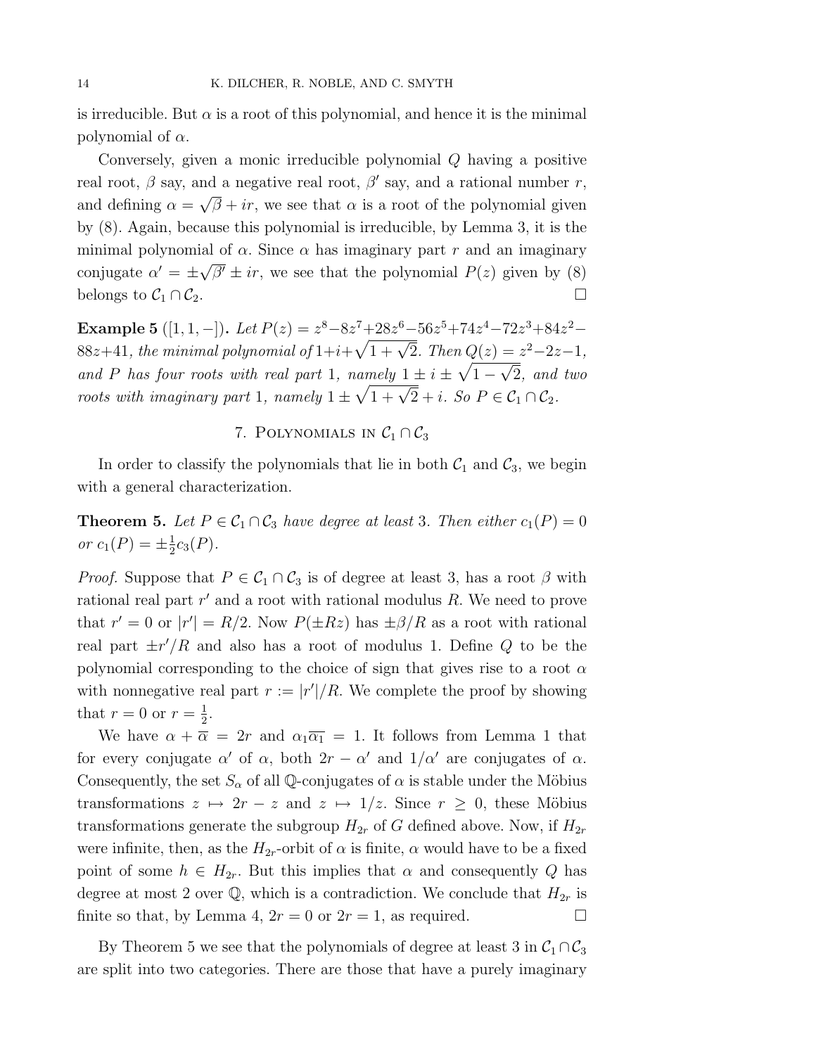is irreducible. But $\alpha$ is a root of this polynomial, and hence it is the minimal polynomial of $\alpha$.

Conversely, given a monic irreducible polynomial $Q$ having a positive real root, $\beta$ say, and a negative real root, $\beta'$ say, and a rational number $r$, and defining $\alpha = \sqrt{\beta} + ir$, we see that $\alpha$ is a root of the polynomial given by (8). Again, because this polynomial is irreducible, by Lemma 3, it is the minimal polynomial of $\alpha$. Since $\alpha$ has imaginary part $r$ and an imaginary conjugate $\alpha' = \pm\sqrt{\beta'} \pm ir$, we see that the polynomial $P(z)$ given by (8) belongs to $\mathcal{C}_1 \cap \mathcal{C}_2$. $\square$

**Example 5** ([1, 1, −])**.** *Let $P(z) = z^8-8z^7+28z^6-56z^5+74z^4-72z^3+84z^2-88z+41$, the minimal polynomial of $1+i+\sqrt{1+\sqrt{2}}$. Then $Q(z) = z^2-2z-1$, and $P$ has four roots with real part 1, namely $1 \pm i \pm \sqrt{1-\sqrt{2}}$, and two roots with imaginary part 1, namely $1 \pm \sqrt{1+\sqrt{2}} + i$. So $P \in \mathcal{C}_1 \cap \mathcal{C}_2$.*

## 7. Polynomials in $\mathcal{C}_1 \cap \mathcal{C}_3$

In order to classify the polynomials that lie in both $\mathcal{C}_1$ and $\mathcal{C}_3$, we begin with a general characterization.

**Theorem 5.** *Let $P \in \mathcal{C}_1 \cap \mathcal{C}_3$ have degree at least 3. Then either $c_1(P) = 0$ or $c_1(P) = \pm\frac{1}{2}c_3(P)$.*

*Proof.* Suppose that $P \in \mathcal{C}_1 \cap \mathcal{C}_3$ is of degree at least 3, has a root $\beta$ with rational real part $r'$ and a root with rational modulus $R$. We need to prove that $r' = 0$ or $|r'| = R/2$. Now $P(\pm Rz)$ has $\pm\beta/R$ as a root with rational real part $\pm r'/R$ and also has a root of modulus 1. Define $Q$ to be the polynomial corresponding to the choice of sign that gives rise to a root $\alpha$ with nonnegative real part $r := |r'|/R$. We complete the proof by showing that $r = 0$ or $r = \frac{1}{2}$.

We have $\alpha + \overline{\alpha} = 2r$ and $\alpha_1\overline{\alpha_1} = 1$. It follows from Lemma 1 that for every conjugate $\alpha'$ of $\alpha$, both $2r - \alpha'$ and $1/\alpha'$ are conjugates of $\alpha$. Consequently, the set $S_\alpha$ of all $\mathbb{Q}$-conjugates of $\alpha$ is stable under the Möbius transformations $z \mapsto 2r - z$ and $z \mapsto 1/z$. Since $r \geq 0$, these Möbius transformations generate the subgroup $H_{2r}$ of $G$ defined above. Now, if $H_{2r}$ were infinite, then, as the $H_{2r}$-orbit of $\alpha$ is finite, $\alpha$ would have to be a fixed point of some $h \in H_{2r}$. But this implies that $\alpha$ and consequently $Q$ has degree at most 2 over $\mathbb{Q}$, which is a contradiction. We conclude that $H_{2r}$ is finite so that, by Lemma 4, $2r = 0$ or $2r = 1$, as required. $\square$

By Theorem 5 we see that the polynomials of degree at least 3 in $\mathcal{C}_1 \cap \mathcal{C}_3$ are split into two categories. There are those that have a purely imaginary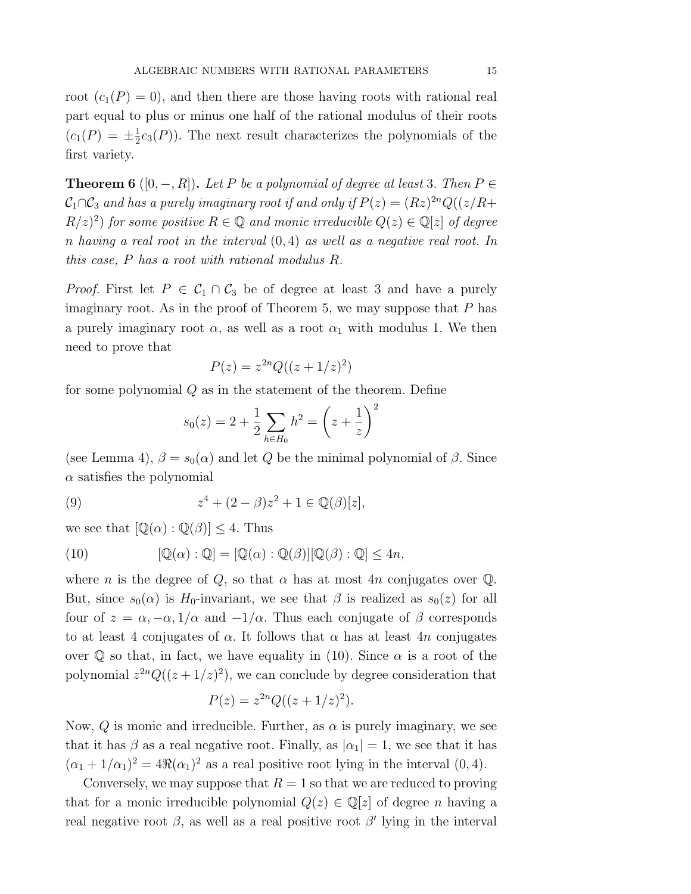root ($c_1(P) = 0$), and then there are those having roots with rational real part equal to plus or minus one half of the rational modulus of their roots ($c_1(P) = \pm\frac{1}{2}c_3(P)$). The next result characterizes the polynomials of the first variety.

**Theorem 6** ($[0, -, R]$)**.** *Let $P$ be a polynomial of degree at least 3. Then $P \in \mathcal{C}_1 \cap \mathcal{C}_3$ and has a purely imaginary root if and only if $P(z) = (Rz)^{2n}Q((z/R + R/z)^2)$ for some positive $R \in \mathbb{Q}$ and monic irreducible $Q(z) \in \mathbb{Q}[z]$ of degree $n$ having a real root in the interval $(0, 4)$ as well as a negative real root. In this case, $P$ has a root with rational modulus $R$.*

*Proof.* First let $P \in \mathcal{C}_1 \cap \mathcal{C}_3$ be of degree at least 3 and have a purely imaginary root. As in the proof of Theorem 5, we may suppose that $P$ has a purely imaginary root $\alpha$, as well as a root $\alpha_1$ with modulus 1. We then need to prove that

$$P(z) = z^{2n}Q((z + 1/z)^2)$$

for some polynomial $Q$ as in the statement of the theorem. Define

$$s_0(z) = 2 + \frac{1}{2}\sum_{h \in H_0} h^2 = \left(z + \frac{1}{z}\right)^2$$

(see Lemma 4), $\beta = s_0(\alpha)$ and let $Q$ be the minimal polynomial of $\beta$. Since $\alpha$ satisfies the polynomial

$$z^4 + (2 - \beta)z^2 + 1 \in \mathbb{Q}(\beta)[z], \tag{9}$$

we see that $[\mathbb{Q}(\alpha) : \mathbb{Q}(\beta)] \leq 4$. Thus

$$[\mathbb{Q}(\alpha) : \mathbb{Q}] = [\mathbb{Q}(\alpha) : \mathbb{Q}(\beta)][\mathbb{Q}(\beta) : \mathbb{Q}] \leq 4n, \tag{10}$$

where $n$ is the degree of $Q$, so that $\alpha$ has at most $4n$ conjugates over $\mathbb{Q}$. But, since $s_0(\alpha)$ is $H_0$-invariant, we see that $\beta$ is realized as $s_0(z)$ for all four of $z = \alpha, -\alpha, 1/\alpha$ and $-1/\alpha$. Thus each conjugate of $\beta$ corresponds to at least 4 conjugates of $\alpha$. It follows that $\alpha$ has at least $4n$ conjugates over $\mathbb{Q}$ so that, in fact, we have equality in (10). Since $\alpha$ is a root of the polynomial $z^{2n}Q((z + 1/z)^2)$, we can conclude by degree consideration that

$$P(z) = z^{2n}Q((z + 1/z)^2).$$

Now, $Q$ is monic and irreducible. Further, as $\alpha$ is purely imaginary, we see that it has $\beta$ as a real negative root. Finally, as $|\alpha_1| = 1$, we see that it has $(\alpha_1 + 1/\alpha_1)^2 = 4\Re(\alpha_1)^2$ as a real positive root lying in the interval $(0, 4)$.

Conversely, we may suppose that $R = 1$ so that we are reduced to proving that for a monic irreducible polynomial $Q(z) \in \mathbb{Q}[z]$ of degree $n$ having a real negative root $\beta$, as well as a real positive root $\beta'$ lying in the interval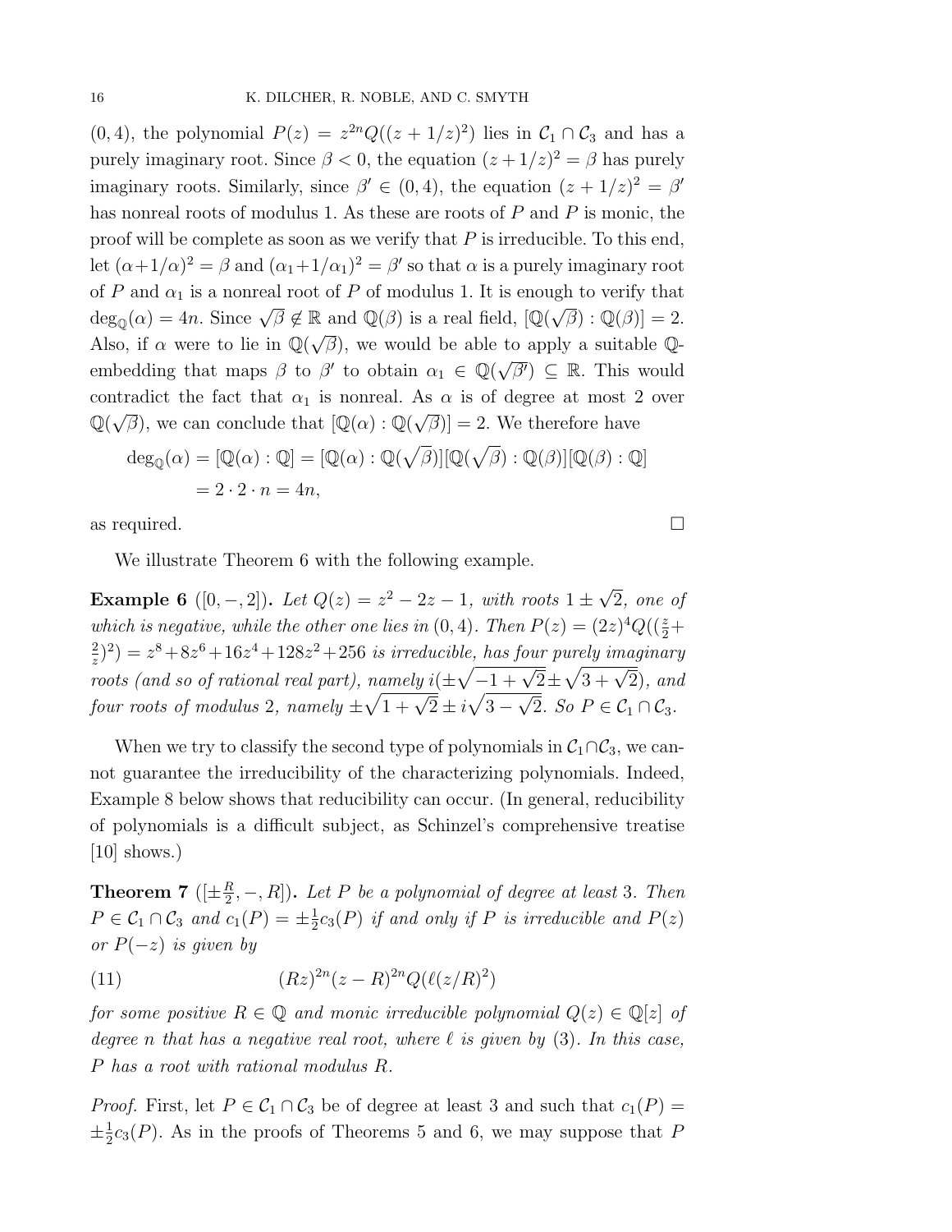$(0, 4)$, the polynomial $P(z) = z^{2n}Q((z + 1/z)^2)$ lies in $\mathcal{C}_1 \cap \mathcal{C}_3$ and has a purely imaginary root. Since $\beta < 0$, the equation $(z + 1/z)^2 = \beta$ has purely imaginary roots. Similarly, since $\beta' \in (0, 4)$, the equation $(z + 1/z)^2 = \beta'$ has nonreal roots of modulus 1. As these are roots of $P$ and $P$ is monic, the proof will be complete as soon as we verify that $P$ is irreducible. To this end, let $(\alpha + 1/\alpha)^2 = \beta$ and $(\alpha_1 + 1/\alpha_1)^2 = \beta'$ so that $\alpha$ is a purely imaginary root of $P$ and $\alpha_1$ is a nonreal root of $P$ of modulus 1. It is enough to verify that $\deg_{\mathbb{Q}}(\alpha) = 4n$. Since $\sqrt{\beta} \notin \mathbb{R}$ and $\mathbb{Q}(\beta)$ is a real field, $[\mathbb{Q}(\sqrt{\beta}) : \mathbb{Q}(\beta)] = 2$. Also, if $\alpha$ were to lie in $\mathbb{Q}(\sqrt{\beta})$, we would be able to apply a suitable $\mathbb{Q}$-embedding that maps $\beta$ to $\beta'$ to obtain $\alpha_1 \in \mathbb{Q}(\sqrt{\beta'}) \subseteq \mathbb{R}$. This would contradict the fact that $\alpha_1$ is nonreal. As $\alpha$ is of degree at most 2 over $\mathbb{Q}(\sqrt{\beta})$, we can conclude that $[\mathbb{Q}(\alpha) : \mathbb{Q}(\sqrt{\beta})] = 2$. We therefore have

$$\begin{aligned}\deg_{\mathbb{Q}}(\alpha) &= [\mathbb{Q}(\alpha) : \mathbb{Q}] = [\mathbb{Q}(\alpha) : \mathbb{Q}(\sqrt{\beta})][\mathbb{Q}(\sqrt{\beta}) : \mathbb{Q}(\beta)][\mathbb{Q}(\beta) : \mathbb{Q}] \\ &= 2 \cdot 2 \cdot n = 4n,\end{aligned}$$

as required. $\square$

We illustrate Theorem 6 with the following example.

**Example 6** ($[0, -, 2]$)**.** *Let $Q(z) = z^2 - 2z - 1$, with roots $1 \pm \sqrt{2}$, one of which is negative, while the other one lies in $(0, 4)$. Then $P(z) = (2z)^4 Q((\frac{z}{2} + \frac{2}{z})^2) = z^8 + 8z^6 + 16z^4 + 128z^2 + 256$ is irreducible, has four purely imaginary roots (and so of rational real part), namely $i(\pm\sqrt{-1 + \sqrt{2}} \pm \sqrt{3 + \sqrt{2}})$, and four roots of modulus 2, namely $\pm\sqrt{1 + \sqrt{2}} \pm i\sqrt{3 - \sqrt{2}}$. So $P \in \mathcal{C}_1 \cap \mathcal{C}_3$.*

When we try to classify the second type of polynomials in $\mathcal{C}_1 \cap \mathcal{C}_3$, we cannot guarantee the irreducibility of the characterizing polynomials. Indeed, Example 8 below shows that reducibility can occur. (In general, reducibility of polynomials is a difficult subject, as Schinzel's comprehensive treatise [10] shows.)

**Theorem 7** ($[\pm\frac{R}{2}, -, R]$)**.** *Let $P$ be a polynomial of degree at least 3. Then $P \in \mathcal{C}_1 \cap \mathcal{C}_3$ and $c_1(P) = \pm\frac{1}{2}c_3(P)$ if and only if $P$ is irreducible and $P(z)$ or $P(-z)$ is given by*

$$(Rz)^{2n}(z - R)^{2n}Q(\ell(z/R)^2) \tag{11}$$

*for some positive $R \in \mathbb{Q}$ and monic irreducible polynomial $Q(z) \in \mathbb{Q}[z]$ of degree $n$ that has a negative real root, where $\ell$ is given by (3). In this case, $P$ has a root with rational modulus $R$.*

*Proof.* First, let $P \in \mathcal{C}_1 \cap \mathcal{C}_3$ be of degree at least 3 and such that $c_1(P) = \pm\frac{1}{2}c_3(P)$. As in the proofs of Theorems 5 and 6, we may suppose that $P$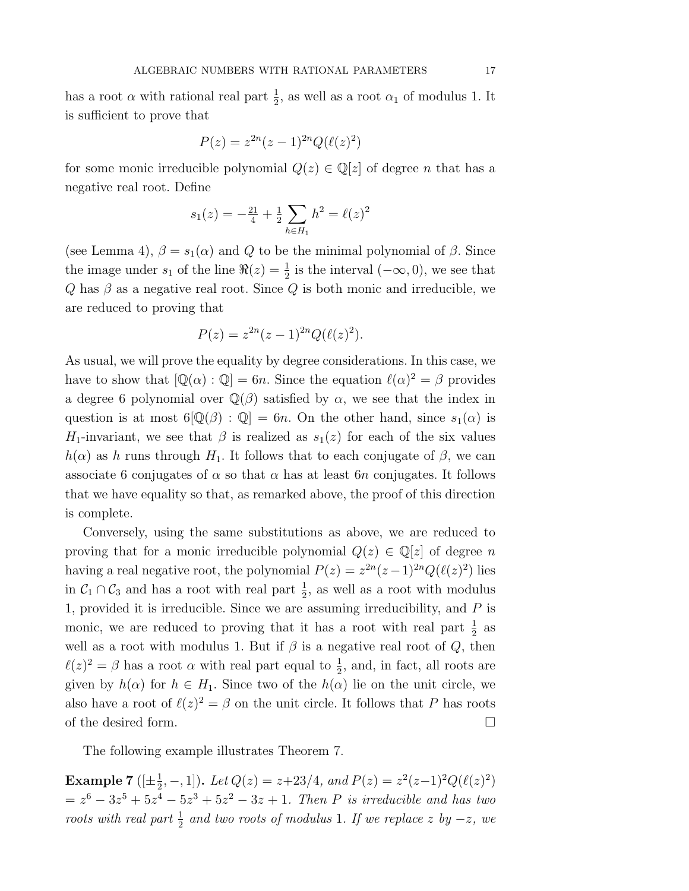has a root $\alpha$ with rational real part $\frac{1}{2}$, as well as a root $\alpha_1$ of modulus 1. It is sufficient to prove that

$$P(z) = z^{2n}(z-1)^{2n}Q(\ell(z)^2)$$

for some monic irreducible polynomial $Q(z) \in \mathbb{Q}[z]$ of degree $n$ that has a negative real root. Define

$$s_1(z) = -\tfrac{21}{4} + \tfrac{1}{2}\sum_{h\in H_1} h^2 = \ell(z)^2$$

(see Lemma 4), $\beta = s_1(\alpha)$ and $Q$ to be the minimal polynomial of $\beta$. Since the image under $s_1$ of the line $\Re(z) = \frac{1}{2}$ is the interval $(-\infty, 0)$, we see that $Q$ has $\beta$ as a negative real root. Since $Q$ is both monic and irreducible, we are reduced to proving that

$$P(z) = z^{2n}(z-1)^{2n}Q(\ell(z)^2).$$

As usual, we will prove the equality by degree considerations. In this case, we have to show that $[\mathbb{Q}(\alpha) : \mathbb{Q}] = 6n$. Since the equation $\ell(\alpha)^2 = \beta$ provides a degree 6 polynomial over $\mathbb{Q}(\beta)$ satisfied by $\alpha$, we see that the index in question is at most $6[\mathbb{Q}(\beta) : \mathbb{Q}] = 6n$. On the other hand, since $s_1(\alpha)$ is $H_1$-invariant, we see that $\beta$ is realized as $s_1(z)$ for each of the six values $h(\alpha)$ as $h$ runs through $H_1$. It follows that to each conjugate of $\beta$, we can associate 6 conjugates of $\alpha$ so that $\alpha$ has at least $6n$ conjugates. It follows that we have equality so that, as remarked above, the proof of this direction is complete.

Conversely, using the same substitutions as above, we are reduced to proving that for a monic irreducible polynomial $Q(z) \in \mathbb{Q}[z]$ of degree $n$ having a real negative root, the polynomial $P(z) = z^{2n}(z-1)^{2n}Q(\ell(z)^2)$ lies in $\mathcal{C}_1 \cap \mathcal{C}_3$ and has a root with real part $\frac{1}{2}$, as well as a root with modulus 1, provided it is irreducible. Since we are assuming irreducibility, and $P$ is monic, we are reduced to proving that it has a root with real part $\frac{1}{2}$ as well as a root with modulus 1. But if $\beta$ is a negative real root of $Q$, then $\ell(z)^2 = \beta$ has a root $\alpha$ with real part equal to $\frac{1}{2}$, and, in fact, all roots are given by $h(\alpha)$ for $h \in H_1$. Since two of the $h(\alpha)$ lie on the unit circle, we also have a root of $\ell(z)^2 = \beta$ on the unit circle. It follows that $P$ has roots of the desired form. $\square$

The following example illustrates Theorem 7.

**Example 7** ($[\pm\frac{1}{2}, -, 1]$). *Let $Q(z) = z+23/4$, and $P(z) = z^2(z-1)^2Q(\ell(z)^2)$ $= z^6 - 3z^5 + 5z^4 - 5z^3 + 5z^2 - 3z + 1$. Then $P$ is irreducible and has two roots with real part $\frac{1}{2}$ and two roots of modulus 1. If we replace $z$ by $-z$, we*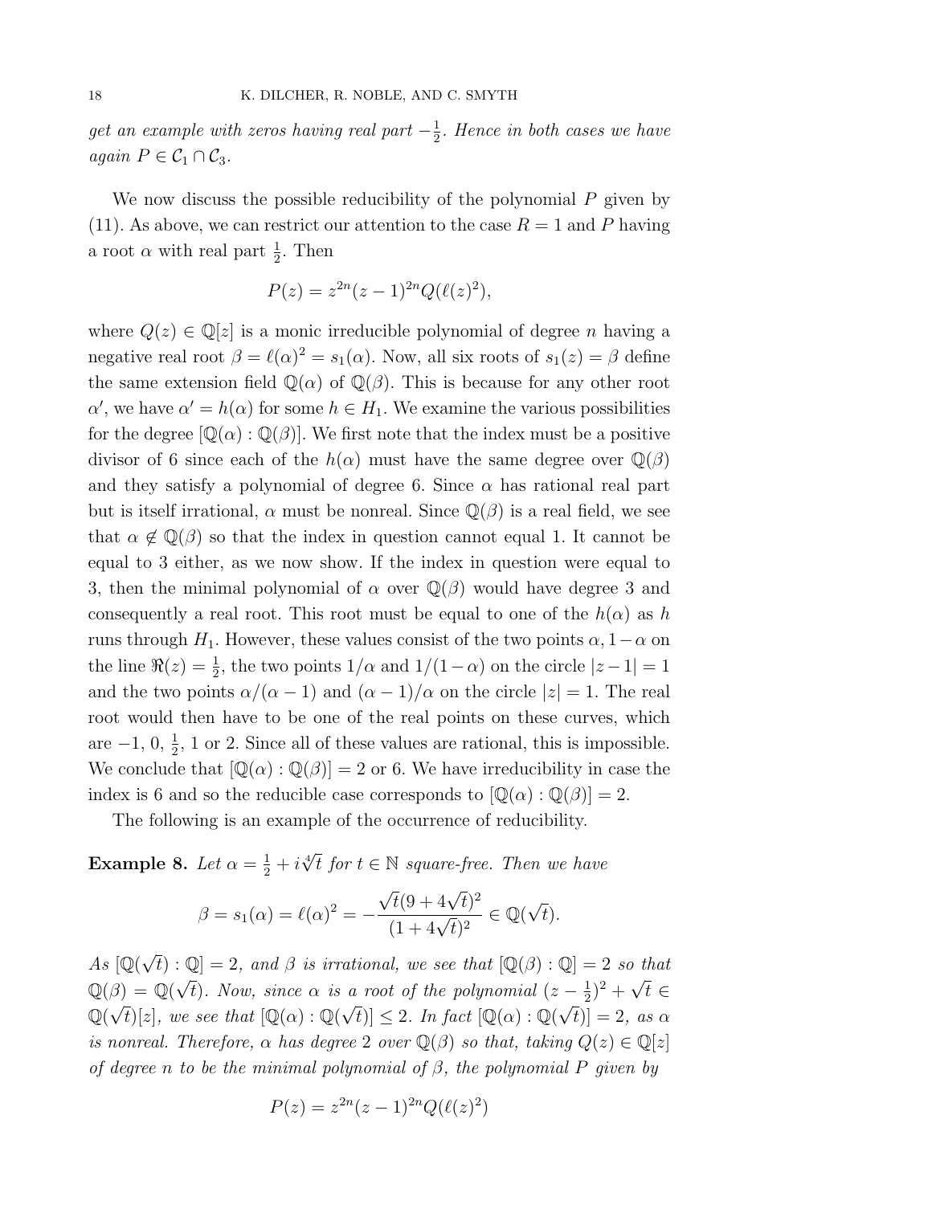*get an example with zeros having real part $-\frac{1}{2}$. Hence in both cases we have again $P \in \mathcal{C}_1 \cap \mathcal{C}_3$.*

We now discuss the possible reducibility of the polynomial $P$ given by (11). As above, we can restrict our attention to the case $R = 1$ and $P$ having a root $\alpha$ with real part $\frac{1}{2}$. Then

$$P(z) = z^{2n}(z-1)^{2n}Q(\ell(z)^2),$$

where $Q(z) \in \mathbb{Q}[z]$ is a monic irreducible polynomial of degree $n$ having a negative real root $\beta = \ell(\alpha)^2 = s_1(\alpha)$. Now, all six roots of $s_1(z) = \beta$ define the same extension field $\mathbb{Q}(\alpha)$ of $\mathbb{Q}(\beta)$. This is because for any other root $\alpha'$, we have $\alpha' = h(\alpha)$ for some $h \in H_1$. We examine the various possibilities for the degree $[\mathbb{Q}(\alpha) : \mathbb{Q}(\beta)]$. We first note that the index must be a positive divisor of 6 since each of the $h(\alpha)$ must have the same degree over $\mathbb{Q}(\beta)$ and they satisfy a polynomial of degree 6. Since $\alpha$ has rational real part but is itself irrational, $\alpha$ must be nonreal. Since $\mathbb{Q}(\beta)$ is a real field, we see that $\alpha \notin \mathbb{Q}(\beta)$ so that the index in question cannot equal 1. It cannot be equal to 3 either, as we now show. If the index in question were equal to 3, then the minimal polynomial of $\alpha$ over $\mathbb{Q}(\beta)$ would have degree 3 and consequently a real root. This root must be equal to one of the $h(\alpha)$ as $h$ runs through $H_1$. However, these values consist of the two points $\alpha, 1-\alpha$ on the line $\Re(z) = \frac{1}{2}$, the two points $1/\alpha$ and $1/(1-\alpha)$ on the circle $|z-1| = 1$ and the two points $\alpha/(\alpha-1)$ and $(\alpha-1)/\alpha$ on the circle $|z| = 1$. The real root would then have to be one of the real points on these curves, which are $-1$, $0$, $\frac{1}{2}$, $1$ or $2$. Since all of these values are rational, this is impossible. We conclude that $[\mathbb{Q}(\alpha) : \mathbb{Q}(\beta)] = 2$ or $6$. We have irreducibility in case the index is 6 and so the reducible case corresponds to $[\mathbb{Q}(\alpha) : \mathbb{Q}(\beta)] = 2$.

The following is an example of the occurrence of reducibility.

**Example 8.** *Let $\alpha = \frac{1}{2} + i\sqrt[4]{t}$ for $t \in \mathbb{N}$ square-free. Then we have*

$$\beta = s_1(\alpha) = \ell(\alpha)^2 = -\frac{\sqrt{t}(9+4\sqrt{t})^2}{(1+4\sqrt{t})^2} \in \mathbb{Q}(\sqrt{t}).$$

*As $[\mathbb{Q}(\sqrt{t}) : \mathbb{Q}] = 2$, and $\beta$ is irrational, we see that $[\mathbb{Q}(\beta) : \mathbb{Q}] = 2$ so that $\mathbb{Q}(\beta) = \mathbb{Q}(\sqrt{t})$. Now, since $\alpha$ is a root of the polynomial $(z - \frac{1}{2})^2 + \sqrt{t} \in \mathbb{Q}(\sqrt{t})[z]$, we see that $[\mathbb{Q}(\alpha) : \mathbb{Q}(\sqrt{t})] \leq 2$. In fact $[\mathbb{Q}(\alpha) : \mathbb{Q}(\sqrt{t})] = 2$, as $\alpha$ is nonreal. Therefore, $\alpha$ has degree 2 over $\mathbb{Q}(\beta)$ so that, taking $Q(z) \in \mathbb{Q}[z]$ of degree $n$ to be the minimal polynomial of $\beta$, the polynomial $P$ given by*

$$P(z) = z^{2n}(z-1)^{2n}Q(\ell(z)^2)$$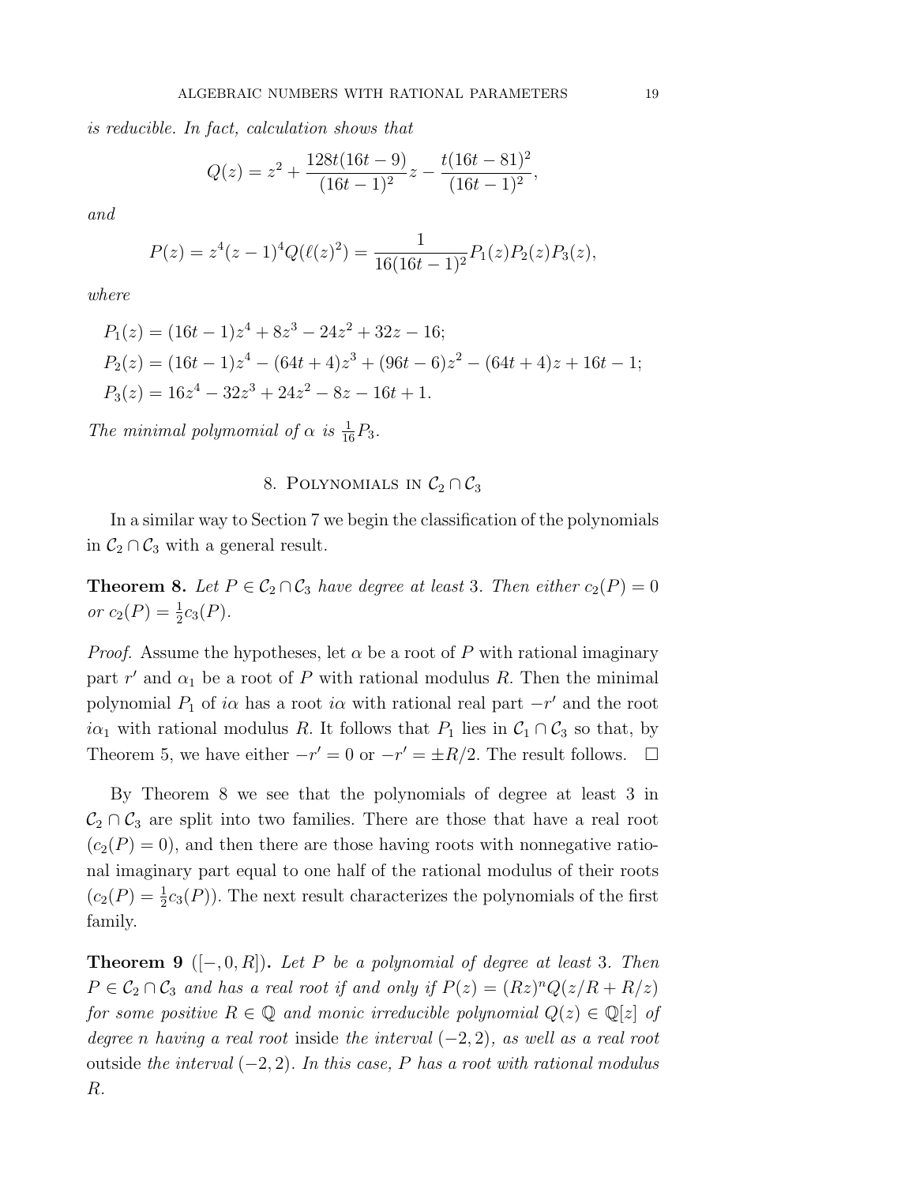*is reducible. In fact, calculation shows that*

$$Q(z) = z^2 + \frac{128t(16t-9)}{(16t-1)^2}z - \frac{t(16t-81)^2}{(16t-1)^2},$$

*and*

$$P(z) = z^4(z-1)^4 Q(\ell(z)^2) = \frac{1}{16(16t-1)^2}P_1(z)P_2(z)P_3(z),$$

*where*

$$P_1(z) = (16t-1)z^4 + 8z^3 - 24z^2 + 32z - 16;$$
$$P_2(z) = (16t-1)z^4 - (64t+4)z^3 + (96t-6)z^2 - (64t+4)z + 16t - 1;$$
$$P_3(z) = 16z^4 - 32z^3 + 24z^2 - 8z - 16t + 1.$$

*The minimal polymomial of $\alpha$ is $\frac{1}{16}P_3$.*

## 8. Polynomials in $\mathcal{C}_2 \cap \mathcal{C}_3$

In a similar way to Section 7 we begin the classification of the polynomials in $\mathcal{C}_2 \cap \mathcal{C}_3$ with a general result.

**Theorem 8.** *Let $P \in \mathcal{C}_2 \cap \mathcal{C}_3$ have degree at least 3. Then either $c_2(P) = 0$ or $c_2(P) = \frac{1}{2}c_3(P)$.*

*Proof.* Assume the hypotheses, let $\alpha$ be a root of $P$ with rational imaginary part $r'$ and $\alpha_1$ be a root of $P$ with rational modulus $R$. Then the minimal polynomial $P_1$ of $i\alpha$ has a root $i\alpha$ with rational real part $-r'$ and the root $i\alpha_1$ with rational modulus $R$. It follows that $P_1$ lies in $\mathcal{C}_1 \cap \mathcal{C}_3$ so that, by Theorem 5, we have either $-r' = 0$ or $-r' = \pm R/2$. The result follows. $\square$

By Theorem 8 we see that the polynomials of degree at least 3 in $\mathcal{C}_2 \cap \mathcal{C}_3$ are split into two families. There are those that have a real root ($c_2(P) = 0$), and then there are those having roots with nonnegative rational imaginary part equal to one half of the rational modulus of their roots ($c_2(P) = \frac{1}{2}c_3(P)$). The next result characterizes the polynomials of the first family.

**Theorem 9** ($[-, 0, R]$)**.** *Let $P$ be a polynomial of degree at least 3. Then $P \in \mathcal{C}_2 \cap \mathcal{C}_3$ and has a real root if and only if $P(z) = (Rz)^n Q(z/R + R/z)$ for some positive $R \in \mathbb{Q}$ and monic irreducible polynomial $Q(z) \in \mathbb{Q}[z]$ of degree $n$ having a real root* inside *the interval $(-2, 2)$, as well as a real root* outside *the interval $(-2, 2)$. In this case, $P$ has a root with rational modulus $R$.*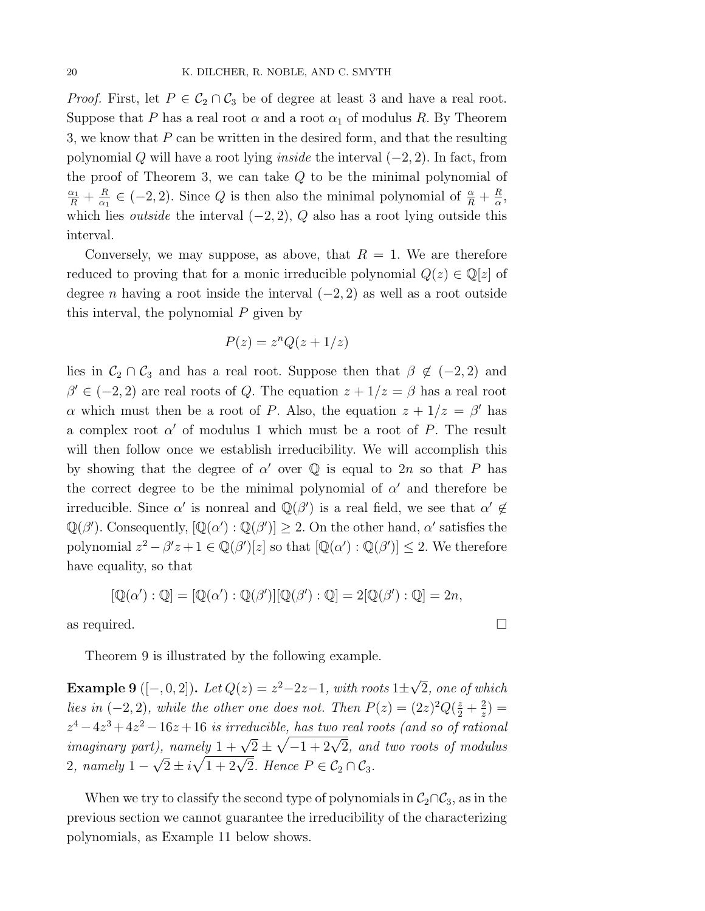*Proof.* First, let $P \in \mathcal{C}_2 \cap \mathcal{C}_3$ be of degree at least 3 and have a real root. Suppose that $P$ has a real root $\alpha$ and a root $\alpha_1$ of modulus $R$. By Theorem 3, we know that $P$ can be written in the desired form, and that the resulting polynomial $Q$ will have a root lying *inside* the interval $(-2, 2)$. In fact, from the proof of Theorem 3, we can take $Q$ to be the minimal polynomial of $\frac{\alpha_1}{R} + \frac{R}{\alpha_1} \in (-2, 2)$. Since $Q$ is then also the minimal polynomial of $\frac{\alpha}{R} + \frac{R}{\alpha}$, which lies *outside* the interval $(-2, 2)$, $Q$ also has a root lying outside this interval.

Conversely, we may suppose, as above, that $R = 1$. We are therefore reduced to proving that for a monic irreducible polynomial $Q(z) \in \mathbb{Q}[z]$ of degree $n$ having a root inside the interval $(-2, 2)$ as well as a root outside this interval, the polynomial $P$ given by

$$P(z) = z^n Q(z + 1/z)$$

lies in $\mathcal{C}_2 \cap \mathcal{C}_3$ and has a real root. Suppose then that $\beta \notin (-2, 2)$ and $\beta' \in (-2, 2)$ are real roots of $Q$. The equation $z + 1/z = \beta$ has a real root $\alpha$ which must then be a root of $P$. Also, the equation $z + 1/z = \beta'$ has a complex root $\alpha'$ of modulus 1 which must be a root of $P$. The result will then follow once we establish irreducibility. We will accomplish this by showing that the degree of $\alpha'$ over $\mathbb{Q}$ is equal to $2n$ so that $P$ has the correct degree to be the minimal polynomial of $\alpha'$ and therefore be irreducible. Since $\alpha'$ is nonreal and $\mathbb{Q}(\beta')$ is a real field, we see that $\alpha' \notin \mathbb{Q}(\beta')$. Consequently, $[\mathbb{Q}(\alpha') : \mathbb{Q}(\beta')] \geq 2$. On the other hand, $\alpha'$ satisfies the polynomial $z^2 - \beta' z + 1 \in \mathbb{Q}(\beta')[z]$ so that $[\mathbb{Q}(\alpha') : \mathbb{Q}(\beta')] \leq 2$. We therefore have equality, so that

$$[\mathbb{Q}(\alpha') : \mathbb{Q}] = [\mathbb{Q}(\alpha') : \mathbb{Q}(\beta')][\mathbb{Q}(\beta') : \mathbb{Q}] = 2[\mathbb{Q}(\beta') : \mathbb{Q}] = 2n,$$

as required. □

Theorem 9 is illustrated by the following example.

**Example 9** ($[-, 0, 2]$). *Let $Q(z) = z^2 - 2z - 1$, with roots $1 \pm \sqrt{2}$, one of which lies in $(-2, 2)$, while the other one does not. Then $P(z) = (2z)^2 Q(\frac{z}{2} + \frac{2}{z}) = z^4 - 4z^3 + 4z^2 - 16z + 16$ is irreducible, has two real roots (and so of rational imaginary part), namely $1 + \sqrt{2} \pm \sqrt{-1 + 2\sqrt{2}}$, and two roots of modulus 2, namely $1 - \sqrt{2} \pm i\sqrt{1 + 2\sqrt{2}}$. Hence $P \in \mathcal{C}_2 \cap \mathcal{C}_3$.*

When we try to classify the second type of polynomials in $\mathcal{C}_2 \cap \mathcal{C}_3$, as in the previous section we cannot guarantee the irreducibility of the characterizing polynomials, as Example 11 below shows.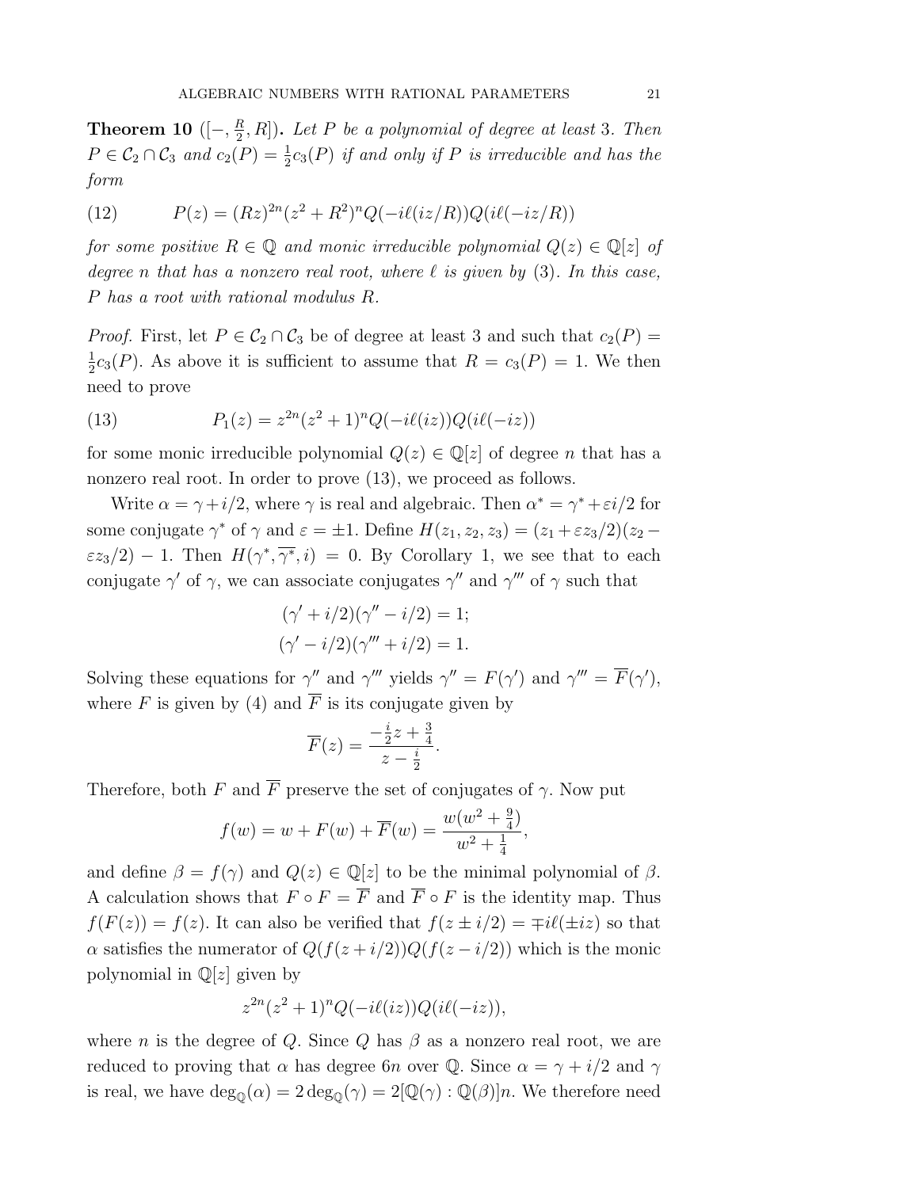**Theorem 10** ($[-,\frac{R}{2},R]$)**.** *Let $P$ be a polynomial of degree at least 3. Then $P \in \mathcal{C}_2 \cap \mathcal{C}_3$ and $c_2(P) = \frac{1}{2}c_3(P)$ if and only if $P$ is irreducible and has the form*

$$P(z) = (Rz)^{2n}(z^2+R^2)^n Q(-i\ell(iz/R))Q(i\ell(-iz/R)) \tag{12}$$

*for some positive $R \in \mathbb{Q}$ and monic irreducible polynomial $Q(z) \in \mathbb{Q}[z]$ of degree $n$ that has a nonzero real root, where $\ell$ is given by (3). In this case, $P$ has a root with rational modulus $R$.*

*Proof.* First, let $P \in \mathcal{C}_2 \cap \mathcal{C}_3$ be of degree at least 3 and such that $c_2(P) = \frac{1}{2}c_3(P)$. As above it is sufficient to assume that $R = c_3(P) = 1$. We then need to prove

$$P_1(z) = z^{2n}(z^2+1)^n Q(-i\ell(iz))Q(i\ell(-iz)) \tag{13}$$

for some monic irreducible polynomial $Q(z) \in \mathbb{Q}[z]$ of degree $n$ that has a nonzero real root. In order to prove (13), we proceed as follows.

Write $\alpha = \gamma + i/2$, where $\gamma$ is real and algebraic. Then $\alpha^* = \gamma^* + \varepsilon i/2$ for some conjugate $\gamma^*$ of $\gamma$ and $\varepsilon = \pm 1$. Define $H(z_1,z_2,z_3) = (z_1+\varepsilon z_3/2)(z_2 - \varepsilon z_3/2) - 1$. Then $H(\gamma^*, \overline{\gamma^*}, i) = 0$. By Corollary 1, we see that to each conjugate $\gamma'$ of $\gamma$, we can associate conjugates $\gamma''$ and $\gamma'''$ of $\gamma$ such that

$$(\gamma' + i/2)(\gamma'' - i/2) = 1;$$
$$(\gamma' - i/2)(\gamma''' + i/2) = 1.$$

Solving these equations for $\gamma''$ and $\gamma'''$ yields $\gamma'' = F(\gamma')$ and $\gamma''' = \overline{F}(\gamma')$, where $F$ is given by (4) and $\overline{F}$ is its conjugate given by

$$\overline{F}(z) = \frac{-\frac{i}{2}z + \frac{3}{4}}{z - \frac{i}{2}}.$$

Therefore, both $F$ and $\overline{F}$ preserve the set of conjugates of $\gamma$. Now put

$$f(w) = w + F(w) + \overline{F}(w) = \frac{w(w^2+\frac{9}{4})}{w^2+\frac{1}{4}},$$

and define $\beta = f(\gamma)$ and $Q(z) \in \mathbb{Q}[z]$ to be the minimal polynomial of $\beta$. A calculation shows that $F \circ F = \overline{F}$ and $\overline{F} \circ F$ is the identity map. Thus $f(F(z)) = f(z)$. It can also be verified that $f(z \pm i/2) = \mp i\ell(\pm iz)$ so that $\alpha$ satisfies the numerator of $Q(f(z+i/2))Q(f(z-i/2))$ which is the monic polynomial in $\mathbb{Q}[z]$ given by

$$z^{2n}(z^2+1)^n Q(-i\ell(iz))Q(i\ell(-iz)),$$

where $n$ is the degree of $Q$. Since $Q$ has $\beta$ as a nonzero real root, we are reduced to proving that $\alpha$ has degree $6n$ over $\mathbb{Q}$. Since $\alpha = \gamma + i/2$ and $\gamma$ is real, we have $\deg_{\mathbb{Q}}(\alpha) = 2\deg_{\mathbb{Q}}(\gamma) = 2[\mathbb{Q}(\gamma) : \mathbb{Q}(\beta)]n$. We therefore need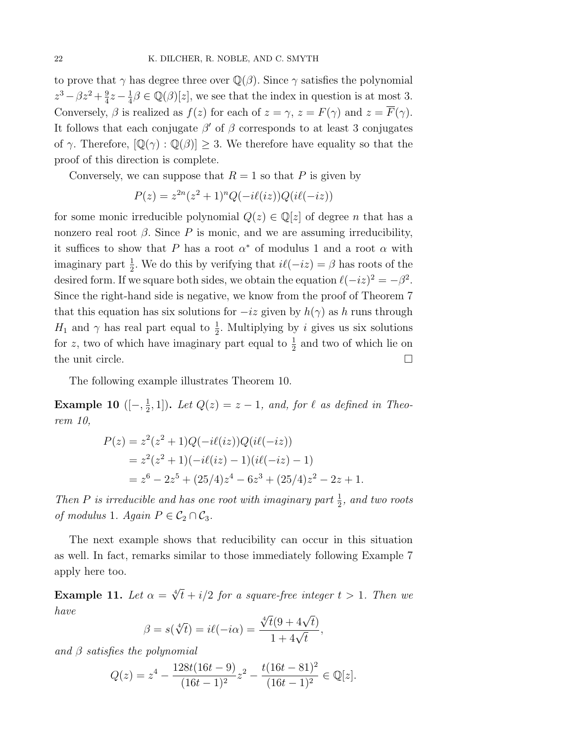to prove that $\gamma$ has degree three over $\mathbb{Q}(\beta)$. Since $\gamma$ satisfies the polynomial $z^3 - \beta z^2 + \frac{9}{4}z - \frac{1}{4}\beta \in \mathbb{Q}(\beta)[z]$, we see that the index in question is at most 3. Conversely, $\beta$ is realized as $f(z)$ for each of $z = \gamma$, $z = F(\gamma)$ and $z = \overline{F}(\gamma)$. It follows that each conjugate $\beta'$ of $\beta$ corresponds to at least 3 conjugates of $\gamma$. Therefore, $[\mathbb{Q}(\gamma) : \mathbb{Q}(\beta)] \geq 3$. We therefore have equality so that the proof of this direction is complete.

Conversely, we can suppose that $R = 1$ so that $P$ is given by

$$P(z) = z^{2n}(z^2+1)^n Q(-i\ell(iz))Q(i\ell(-iz))$$

for some monic irreducible polynomial $Q(z) \in \mathbb{Q}[z]$ of degree $n$ that has a nonzero real root $\beta$. Since $P$ is monic, and we are assuming irreducibility, it suffices to show that $P$ has a root $\alpha^*$ of modulus 1 and a root $\alpha$ with imaginary part $\frac{1}{2}$. We do this by verifying that $i\ell(-iz) = \beta$ has roots of the desired form. If we square both sides, we obtain the equation $\ell(-iz)^2 = -\beta^2$. Since the right-hand side is negative, we know from the proof of Theorem 7 that this equation has six solutions for $-iz$ given by $h(\gamma)$ as $h$ runs through $H_1$ and $\gamma$ has real part equal to $\frac{1}{2}$. Multiplying by $i$ gives us six solutions for $z$, two of which have imaginary part equal to $\frac{1}{2}$ and two of which lie on the unit circle. $\square$

The following example illustrates Theorem 10.

**Example 10** ($[-, \frac{1}{2}, 1]$)**.** *Let $Q(z) = z - 1$, and, for $\ell$ as defined in Theorem 10,*

$$\begin{aligned}
P(z) &= z^2(z^2+1)Q(-i\ell(iz))Q(i\ell(-iz)) \\
&= z^2(z^2+1)(-i\ell(iz) - 1)(i\ell(-iz) - 1) \\
&= z^6 - 2z^5 + (25/4)z^4 - 6z^3 + (25/4)z^2 - 2z + 1.
\end{aligned}$$

*Then $P$ is irreducible and has one root with imaginary part $\frac{1}{2}$, and two roots of modulus 1. Again $P \in \mathcal{C}_2 \cap \mathcal{C}_3$.*

The next example shows that reducibility can occur in this situation as well. In fact, remarks similar to those immediately following Example 7 apply here too.

**Example 11.** *Let $\alpha = \sqrt[4]{t} + i/2$ for a square-free integer $t > 1$. Then we have*

$$\beta = s(\sqrt[4]{t}) = i\ell(-i\alpha) = \frac{\sqrt[4]{t}(9 + 4\sqrt{t})}{1 + 4\sqrt{t}},$$

*and $\beta$ satisfies the polynomial*

$$Q(z) = z^4 - \frac{128t(16t-9)}{(16t-1)^2}z^2 - \frac{t(16t-81)^2}{(16t-1)^2} \in \mathbb{Q}[z].$$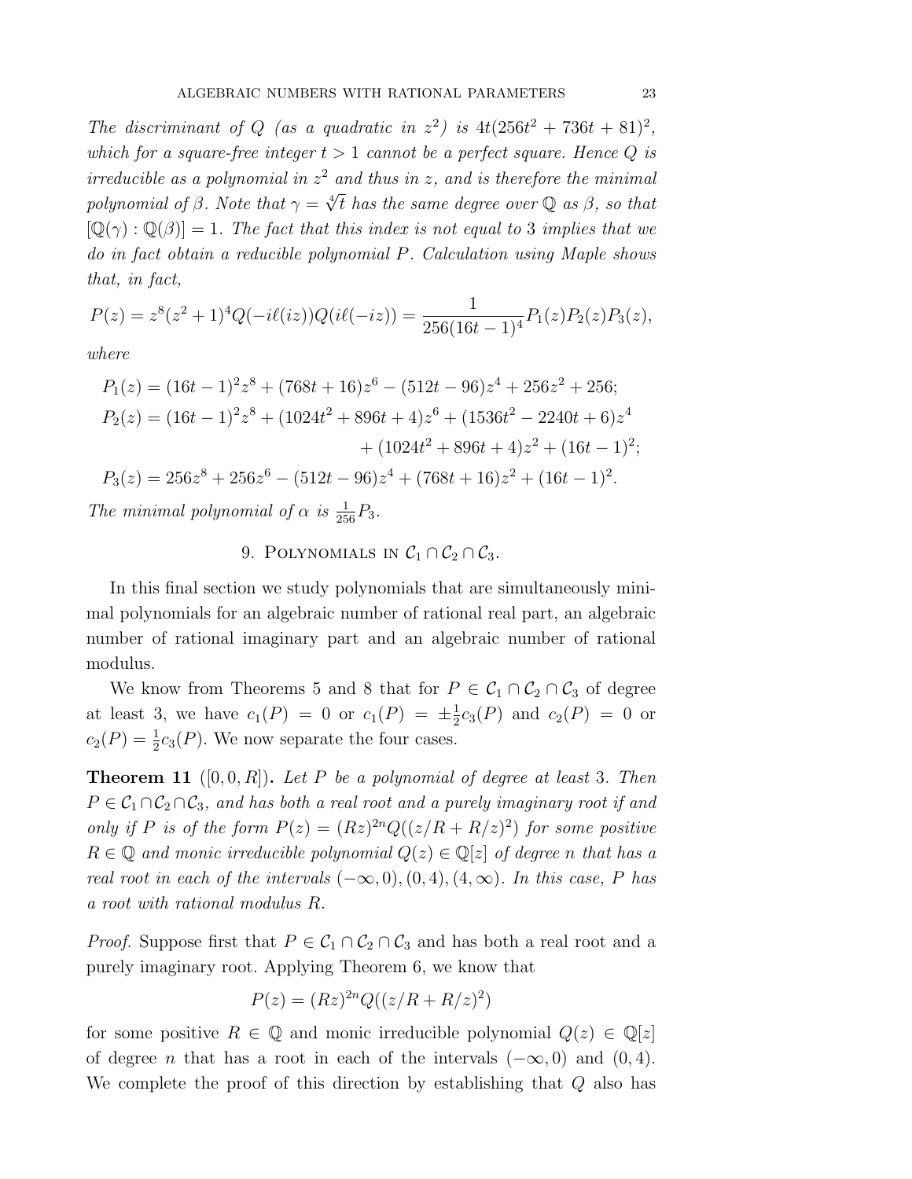*The discriminant of $Q$ (as a quadratic in $z^2$) is $4t(256t^2 + 736t + 81)^2$, which for a square-free integer $t > 1$ cannot be a perfect square. Hence $Q$ is irreducible as a polynomial in $z^2$ and thus in $z$, and is therefore the minimal polynomial of $\beta$. Note that $\gamma = \sqrt[4]{t}$ has the same degree over $\mathbb{Q}$ as $\beta$, so that $[\mathbb{Q}(\gamma) : \mathbb{Q}(\beta)] = 1$. The fact that this index is not equal to 3 implies that we do in fact obtain a reducible polynomial $P$. Calculation using Maple shows that, in fact,*

$$P(z) = z^8(z^2+1)^4 Q(-i\ell(iz))Q(i\ell(-iz)) = \frac{1}{256(16t-1)^4}P_1(z)P_2(z)P_3(z),$$

*where*

$$\begin{aligned}
P_1(z) &= (16t-1)^2z^8 + (768t+16)z^6 - (512t-96)z^4 + 256z^2 + 256;\\
P_2(z) &= (16t-1)^2z^8 + (1024t^2+896t+4)z^6 + (1536t^2-2240t+6)z^4\\
&\qquad\qquad\qquad\qquad + (1024t^2+896t+4)z^2 + (16t-1)^2;\\
P_3(z) &= 256z^8 + 256z^6 - (512t-96)z^4 + (768t+16)z^2 + (16t-1)^2.
\end{aligned}$$

*The minimal polynomial of $\alpha$ is $\frac{1}{256}P_3$.*

## 9. Polynomials in $\mathcal{C}_1 \cap \mathcal{C}_2 \cap \mathcal{C}_3$.

In this final section we study polynomials that are simultaneously minimal polynomials for an algebraic number of rational real part, an algebraic number of rational imaginary part and an algebraic number of rational modulus.

We know from Theorems 5 and 8 that for $P \in \mathcal{C}_1 \cap \mathcal{C}_2 \cap \mathcal{C}_3$ of degree at least 3, we have $c_1(P) = 0$ or $c_1(P) = \pm\frac{1}{2}c_3(P)$ and $c_2(P) = 0$ or $c_2(P) = \frac{1}{2}c_3(P)$. We now separate the four cases.

**Theorem 11** ($[0, 0, R]$)**.** *Let $P$ be a polynomial of degree at least 3. Then $P \in \mathcal{C}_1 \cap \mathcal{C}_2 \cap \mathcal{C}_3$, and has both a real root and a purely imaginary root if and only if $P$ is of the form $P(z) = (Rz)^{2n}Q((z/R + R/z)^2)$ for some positive $R \in \mathbb{Q}$ and monic irreducible polynomial $Q(z) \in \mathbb{Q}[z]$ of degree $n$ that has a real root in each of the intervals $(-\infty, 0), (0, 4), (4, \infty)$. In this case, $P$ has a root with rational modulus $R$.*

*Proof.* Suppose first that $P \in \mathcal{C}_1 \cap \mathcal{C}_2 \cap \mathcal{C}_3$ and has both a real root and a purely imaginary root. Applying Theorem 6, we know that

$$P(z) = (Rz)^{2n}Q((z/R + R/z)^2)$$

for some positive $R \in \mathbb{Q}$ and monic irreducible polynomial $Q(z) \in \mathbb{Q}[z]$ of degree $n$ that has a root in each of the intervals $(-\infty, 0)$ and $(0, 4)$. We complete the proof of this direction by establishing that $Q$ also has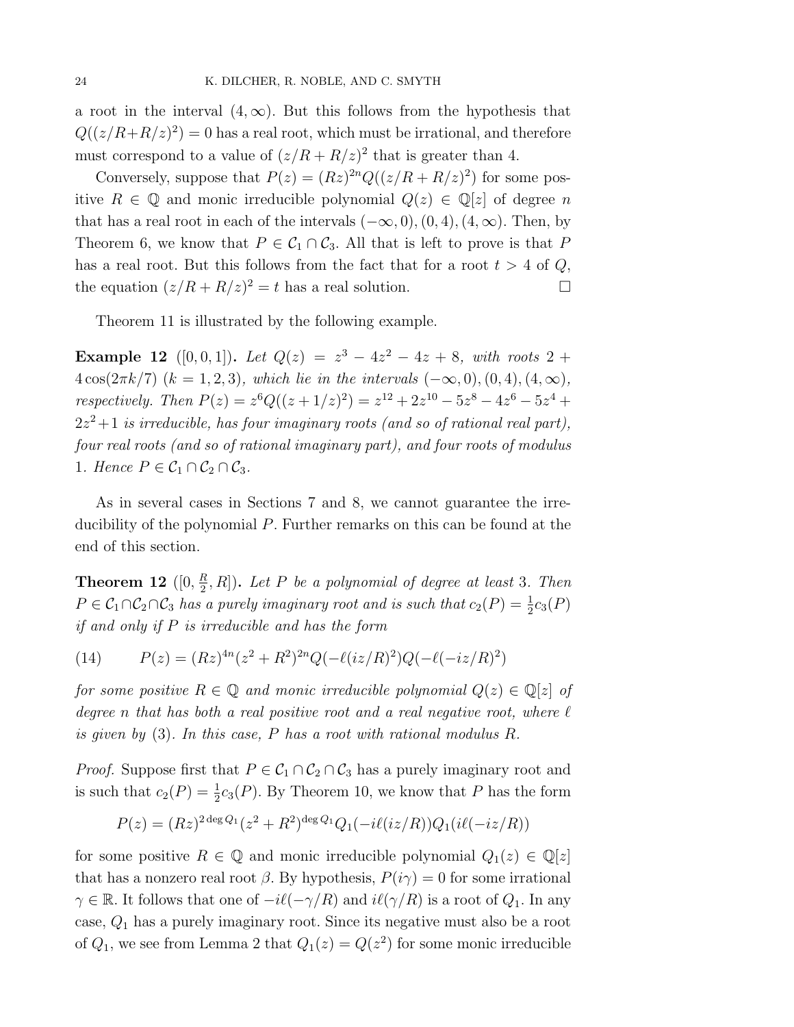a root in the interval $(4, \infty)$. But this follows from the hypothesis that $Q((z/R+R/z)^2) = 0$ has a real root, which must be irrational, and therefore must correspond to a value of $(z/R + R/z)^2$ that is greater than 4.

Conversely, suppose that $P(z) = (Rz)^{2n}Q((z/R + R/z)^2)$ for some positive $R \in \mathbb{Q}$ and monic irreducible polynomial $Q(z) \in \mathbb{Q}[z]$ of degree $n$ that has a real root in each of the intervals $(-\infty, 0), (0, 4), (4, \infty)$. Then, by Theorem 6, we know that $P \in \mathcal{C}_1 \cap \mathcal{C}_3$. All that is left to prove is that $P$ has a real root. But this follows from the fact that for a root $t > 4$ of $Q$, the equation $(z/R + R/z)^2 = t$ has a real solution. $\square$

Theorem 11 is illustrated by the following example.

**Example 12** ([0, 0, 1]). *Let $Q(z) = z^3 - 4z^2 - 4z + 8$, with roots $2 + 4\cos(2\pi k/7)$ $(k = 1, 2, 3)$, which lie in the intervals $(-\infty, 0), (0, 4), (4, \infty)$, respectively. Then $P(z) = z^6 Q((z + 1/z)^2) = z^{12} + 2z^{10} - 5z^8 - 4z^6 - 5z^4 + 2z^2 + 1$ is irreducible, has four imaginary roots (and so of rational real part), four real roots (and so of rational imaginary part), and four roots of modulus 1. Hence $P \in \mathcal{C}_1 \cap \mathcal{C}_2 \cap \mathcal{C}_3$.*

As in several cases in Sections 7 and 8, we cannot guarantee the irreducibility of the polynomial $P$. Further remarks on this can be found at the end of this section.

**Theorem 12** ($[0, \frac{R}{2}, R]$). *Let $P$ be a polynomial of degree at least 3. Then $P \in \mathcal{C}_1 \cap \mathcal{C}_2 \cap \mathcal{C}_3$ has a purely imaginary root and is such that $c_2(P) = \frac{1}{2}c_3(P)$ if and only if $P$ is irreducible and has the form*

$$P(z) = (Rz)^{4n}(z^2 + R^2)^{2n}Q(-\ell(iz/R)^2)Q(-\ell(-iz/R)^2) \tag{14}$$

*for some positive $R \in \mathbb{Q}$ and monic irreducible polynomial $Q(z) \in \mathbb{Q}[z]$ of degree $n$ that has both a real positive root and a real negative root, where $\ell$ is given by (3). In this case, $P$ has a root with rational modulus $R$.*

*Proof.* Suppose first that $P \in \mathcal{C}_1 \cap \mathcal{C}_2 \cap \mathcal{C}_3$ has a purely imaginary root and is such that $c_2(P) = \frac{1}{2}c_3(P)$. By Theorem 10, we know that $P$ has the form

$$P(z) = (Rz)^{2\deg Q_1}(z^2 + R^2)^{\deg Q_1}Q_1(-i\ell(iz/R))Q_1(i\ell(-iz/R))$$

for some positive $R \in \mathbb{Q}$ and monic irreducible polynomial $Q_1(z) \in \mathbb{Q}[z]$ that has a nonzero real root $\beta$. By hypothesis, $P(i\gamma) = 0$ for some irrational $\gamma \in \mathbb{R}$. It follows that one of $-i\ell(-\gamma/R)$ and $i\ell(\gamma/R)$ is a root of $Q_1$. In any case, $Q_1$ has a purely imaginary root. Since its negative must also be a root of $Q_1$, we see from Lemma 2 that $Q_1(z) = Q(z^2)$ for some monic irreducible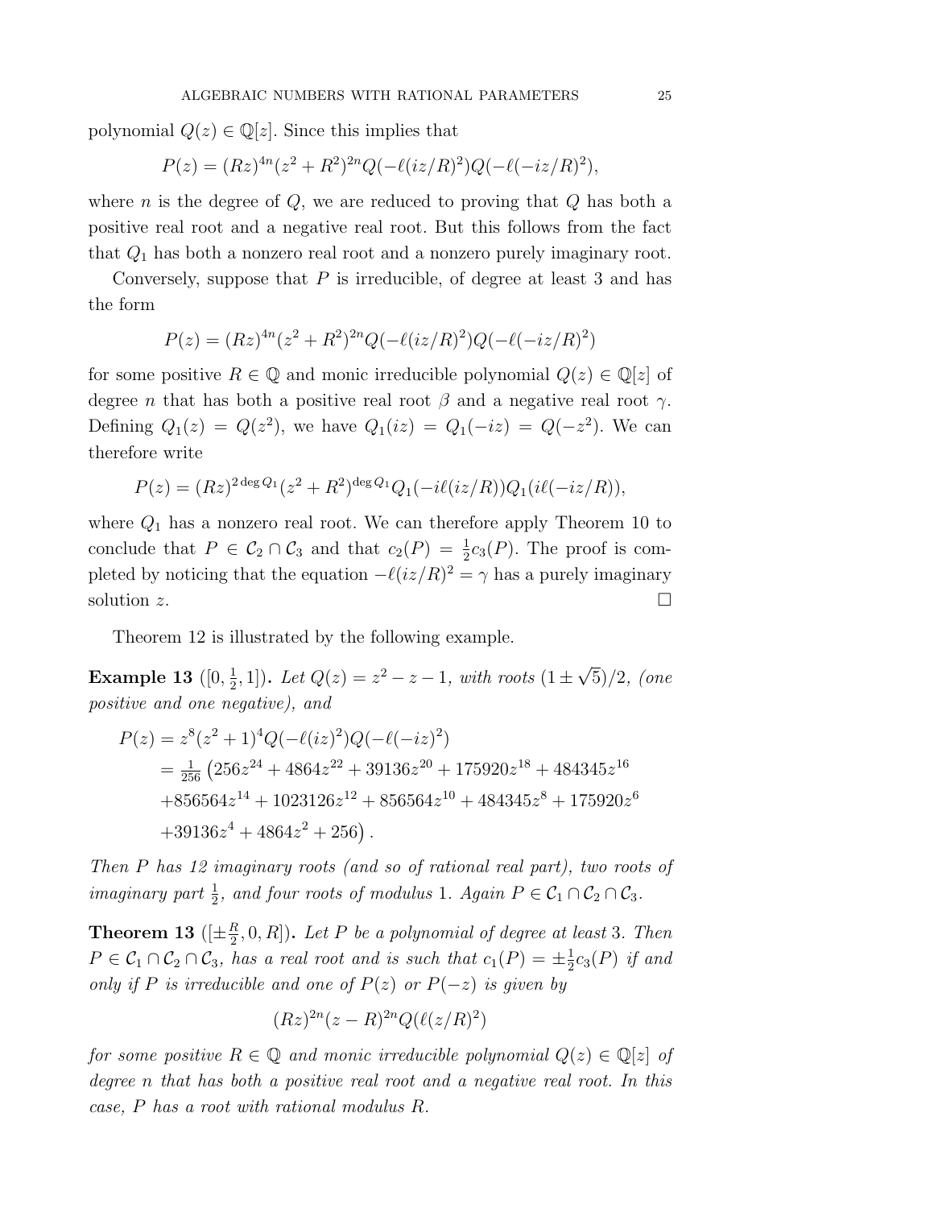polynomial $Q(z) \in \mathbb{Q}[z]$. Since this implies that

$$P(z) = (Rz)^{4n}(z^2 + R^2)^{2n} Q(-\ell(iz/R)^2)Q(-\ell(-iz/R)^2),$$

where $n$ is the degree of $Q$, we are reduced to proving that $Q$ has both a positive real root and a negative real root. But this follows from the fact that $Q_1$ has both a nonzero real root and a nonzero purely imaginary root.

Conversely, suppose that $P$ is irreducible, of degree at least 3 and has the form

$$P(z) = (Rz)^{4n}(z^2 + R^2)^{2n} Q(-\ell(iz/R)^2)Q(-\ell(-iz/R)^2)$$

for some positive $R \in \mathbb{Q}$ and monic irreducible polynomial $Q(z) \in \mathbb{Q}[z]$ of degree $n$ that has both a positive real root $\beta$ and a negative real root $\gamma$. Defining $Q_1(z) = Q(z^2)$, we have $Q_1(iz) = Q_1(-iz) = Q(-z^2)$. We can therefore write

$$P(z) = (Rz)^{2 \deg Q_1}(z^2 + R^2)^{\deg Q_1} Q_1(-i\ell(iz/R))Q_1(i\ell(-iz/R)),$$

where $Q_1$ has a nonzero real root. We can therefore apply Theorem 10 to conclude that $P \in \mathcal{C}_2 \cap \mathcal{C}_3$ and that $c_2(P) = \frac{1}{2}c_3(P)$. The proof is completed by noticing that the equation $-\ell(iz/R)^2 = \gamma$ has a purely imaginary solution $z$. $\square$

Theorem 12 is illustrated by the following example.

**Example 13** ($[0, \frac{1}{2}, 1]$)**.** *Let $Q(z) = z^2 - z - 1$, with roots $(1 \pm \sqrt{5})/2$, (one positive and one negative), and*

$$\begin{aligned}
P(z) &= z^8(z^2+1)^4 Q(-\ell(iz)^2)Q(-\ell(-iz)^2) \\
&= \tfrac{1}{256}\big(256z^{24} + 4864z^{22} + 39136z^{20} + 175920z^{18} + 484345z^{16} \\
&\quad + 856564z^{14} + 1023126z^{12} + 856564z^{10} + 484345z^8 + 175920z^6 \\
&\quad + 39136z^4 + 4864z^2 + 256\big).
\end{aligned}$$

*Then $P$ has 12 imaginary roots (and so of rational real part), two roots of imaginary part $\frac{1}{2}$, and four roots of modulus 1. Again $P \in \mathcal{C}_1 \cap \mathcal{C}_2 \cap \mathcal{C}_3$.*

**Theorem 13** ($[\pm\frac{R}{2}, 0, R]$)**.** *Let $P$ be a polynomial of degree at least 3. Then $P \in \mathcal{C}_1 \cap \mathcal{C}_2 \cap \mathcal{C}_3$, has a real root and is such that $c_1(P) = \pm\frac{1}{2}c_3(P)$ if and only if $P$ is irreducible and one of $P(z)$ or $P(-z)$ is given by*

$$(Rz)^{2n}(z-R)^{2n} Q(\ell(z/R)^2)$$

*for some positive $R \in \mathbb{Q}$ and monic irreducible polynomial $Q(z) \in \mathbb{Q}[z]$ of degree $n$ that has both a positive real root and a negative real root. In this case, $P$ has a root with rational modulus $R$.*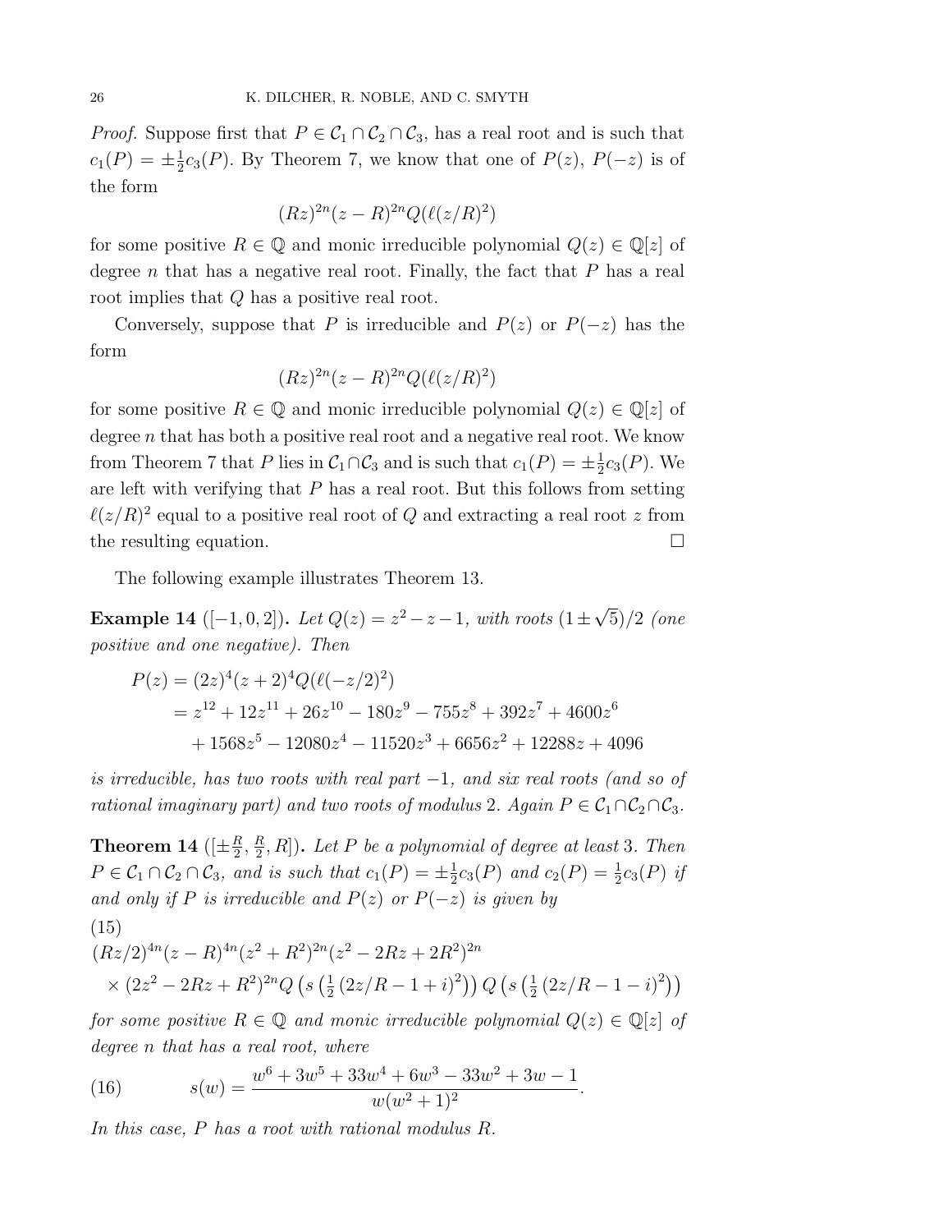*Proof.* Suppose first that $P \in \mathcal{C}_1 \cap \mathcal{C}_2 \cap \mathcal{C}_3$, has a real root and is such that $c_1(P) = \pm\frac{1}{2}c_3(P)$. By Theorem 7, we know that one of $P(z)$, $P(-z)$ is of the form

$$(Rz)^{2n}(z-R)^{2n}Q(\ell(z/R)^2)$$

for some positive $R \in \mathbb{Q}$ and monic irreducible polynomial $Q(z) \in \mathbb{Q}[z]$ of degree $n$ that has a negative real root. Finally, the fact that $P$ has a real root implies that $Q$ has a positive real root.

Conversely, suppose that $P$ is irreducible and $P(z)$ or $P(-z)$ has the form

$$(Rz)^{2n}(z-R)^{2n}Q(\ell(z/R)^2)$$

for some positive $R \in \mathbb{Q}$ and monic irreducible polynomial $Q(z) \in \mathbb{Q}[z]$ of degree $n$ that has both a positive real root and a negative real root. We know from Theorem 7 that $P$ lies in $\mathcal{C}_1 \cap \mathcal{C}_3$ and is such that $c_1(P) = \pm\frac{1}{2}c_3(P)$. We are left with verifying that $P$ has a real root. But this follows from setting $\ell(z/R)^2$ equal to a positive real root of $Q$ and extracting a real root $z$ from the resulting equation. $\square$

The following example illustrates Theorem 13.

**Example 14** ($[-1, 0, 2]$)**.** *Let $Q(z) = z^2 - z - 1$, with roots $(1 \pm \sqrt{5})/2$ (one positive and one negative). Then*

$$\begin{aligned} P(z) &= (2z)^4(z+2)^4Q(\ell(-z/2)^2) \\ &= z^{12} + 12z^{11} + 26z^{10} - 180z^9 - 755z^8 + 392z^7 + 4600z^6 \\ &\quad + 1568z^5 - 12080z^4 - 11520z^3 + 6656z^2 + 12288z + 4096 \end{aligned}$$

*is irreducible, has two roots with real part $-1$, and six real roots (and so of rational imaginary part) and two roots of modulus 2. Again $P \in \mathcal{C}_1 \cap \mathcal{C}_2 \cap \mathcal{C}_3$.*

**Theorem 14** ($[\pm\frac{R}{2}, \frac{R}{2}, R]$)**.** *Let $P$ be a polynomial of degree at least 3. Then $P \in \mathcal{C}_1 \cap \mathcal{C}_2 \cap \mathcal{C}_3$, and is such that $c_1(P) = \pm\frac{1}{2}c_3(P)$ and $c_2(P) = \frac{1}{2}c_3(P)$ if and only if $P$ is irreducible and $P(z)$ or $P(-z)$ is given by*

(15)
$$\begin{aligned} &(Rz/2)^{4n}(z-R)^{4n}(z^2+R^2)^{2n}(z^2-2Rz+2R^2)^{2n} \\ &\times (2z^2-2Rz+R^2)^{2n}Q\left(s\left(\tfrac{1}{2}\left(2z/R-1+i\right)^2\right)\right)Q\left(s\left(\tfrac{1}{2}\left(2z/R-1-i\right)^2\right)\right) \end{aligned}$$

*for some positive $R \in \mathbb{Q}$ and monic irreducible polynomial $Q(z) \in \mathbb{Q}[z]$ of degree $n$ that has a real root, where*

$$s(w) = \frac{w^6 + 3w^5 + 33w^4 + 6w^3 - 33w^2 + 3w - 1}{w(w^2+1)^2}. \tag{16}$$

*In this case, $P$ has a root with rational modulus $R$.*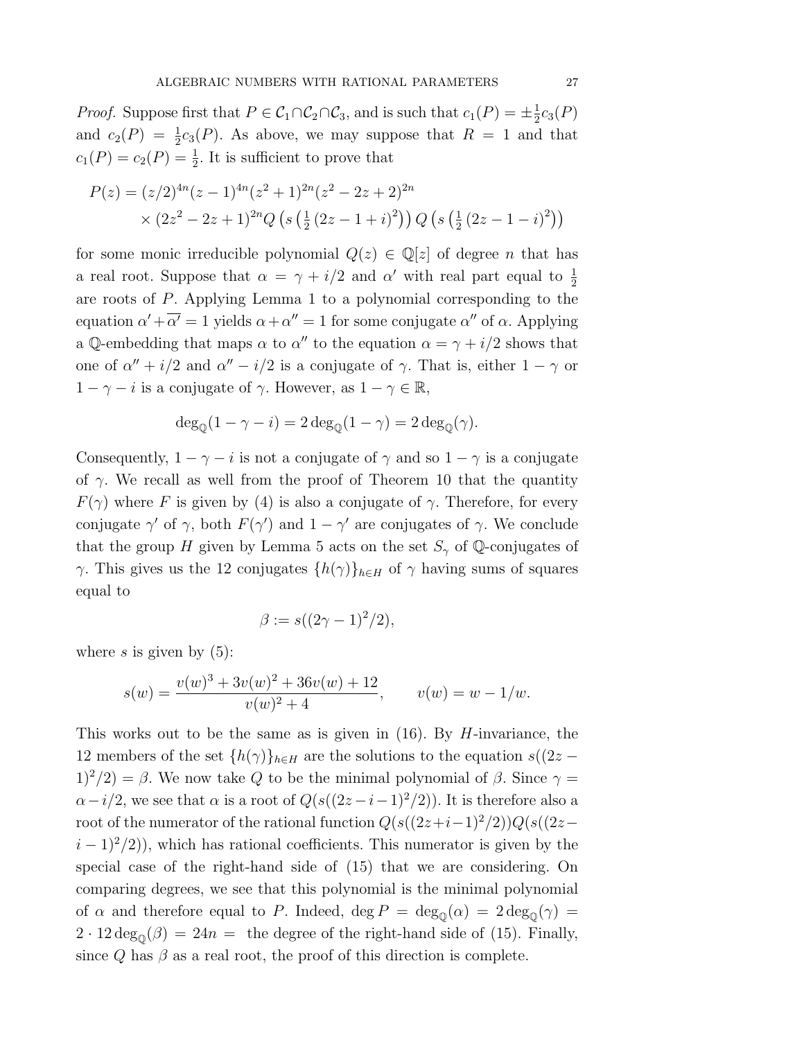*Proof.* Suppose first that $P \in \mathcal{C}_1 \cap \mathcal{C}_2 \cap \mathcal{C}_3$, and is such that $c_1(P) = \pm\frac{1}{2}c_3(P)$ and $c_2(P) = \frac{1}{2}c_3(P)$. As above, we may suppose that $R = 1$ and that $c_1(P) = c_2(P) = \frac{1}{2}$. It is sufficient to prove that

$$P(z) = (z/2)^{4n}(z-1)^{4n}(z^2+1)^{2n}(z^2-2z+2)^{2n} \\ \times (2z^2-2z+1)^{2n} Q\left(s\left(\tfrac{1}{2}\left(2z-1+i\right)^2\right)\right) Q\left(s\left(\tfrac{1}{2}\left(2z-1-i\right)^2\right)\right)$$

for some monic irreducible polynomial $Q(z) \in \mathbb{Q}[z]$ of degree $n$ that has a real root. Suppose that $\alpha = \gamma + i/2$ and $\alpha'$ with real part equal to $\frac{1}{2}$ are roots of $P$. Applying Lemma 1 to a polynomial corresponding to the equation $\alpha' + \overline{\alpha'} = 1$ yields $\alpha + \alpha'' = 1$ for some conjugate $\alpha''$ of $\alpha$. Applying a $\mathbb{Q}$-embedding that maps $\alpha$ to $\alpha''$ to the equation $\alpha = \gamma + i/2$ shows that one of $\alpha'' + i/2$ and $\alpha'' - i/2$ is a conjugate of $\gamma$. That is, either $1 - \gamma$ or $1 - \gamma - i$ is a conjugate of $\gamma$. However, as $1 - \gamma \in \mathbb{R}$,

$$\deg_{\mathbb{Q}}(1-\gamma-i) = 2\deg_{\mathbb{Q}}(1-\gamma) = 2\deg_{\mathbb{Q}}(\gamma).$$

Consequently, $1 - \gamma - i$ is not a conjugate of $\gamma$ and so $1 - \gamma$ is a conjugate of $\gamma$. We recall as well from the proof of Theorem 10 that the quantity $F(\gamma)$ where $F$ is given by (4) is also a conjugate of $\gamma$. Therefore, for every conjugate $\gamma'$ of $\gamma$, both $F(\gamma')$ and $1 - \gamma'$ are conjugates of $\gamma$. We conclude that the group $H$ given by Lemma 5 acts on the set $S_\gamma$ of $\mathbb{Q}$-conjugates of $\gamma$. This gives us the 12 conjugates $\{h(\gamma)\}_{h \in H}$ of $\gamma$ having sums of squares equal to

$$\beta := s((2\gamma-1)^2/2),$$

where $s$ is given by (5):

$$s(w) = \frac{v(w)^3 + 3v(w)^2 + 36v(w) + 12}{v(w)^2 + 4}, \qquad v(w) = w - 1/w.$$

This works out to be the same as is given in (16). By $H$-invariance, the 12 members of the set $\{h(\gamma)\}_{h \in H}$ are the solutions to the equation $s((2z-1)^2/2) = \beta$. We now take $Q$ to be the minimal polynomial of $\beta$. Since $\gamma = \alpha - i/2$, we see that $\alpha$ is a root of $Q(s((2z-i-1)^2/2))$. It is therefore also a root of the numerator of the rational function $Q(s((2z+i-1)^2/2))Q(s((2z-i-1)^2/2))$, which has rational coefficients. This numerator is given by the special case of the right-hand side of (15) that we are considering. On comparing degrees, we see that this polynomial is the minimal polynomial of $\alpha$ and therefore equal to $P$. Indeed, $\deg P = \deg_{\mathbb{Q}}(\alpha) = 2\deg_{\mathbb{Q}}(\gamma) = 2 \cdot 12 \deg_{\mathbb{Q}}(\beta) = 24n =$ the degree of the right-hand side of (15). Finally, since $Q$ has $\beta$ as a real root, the proof of this direction is complete.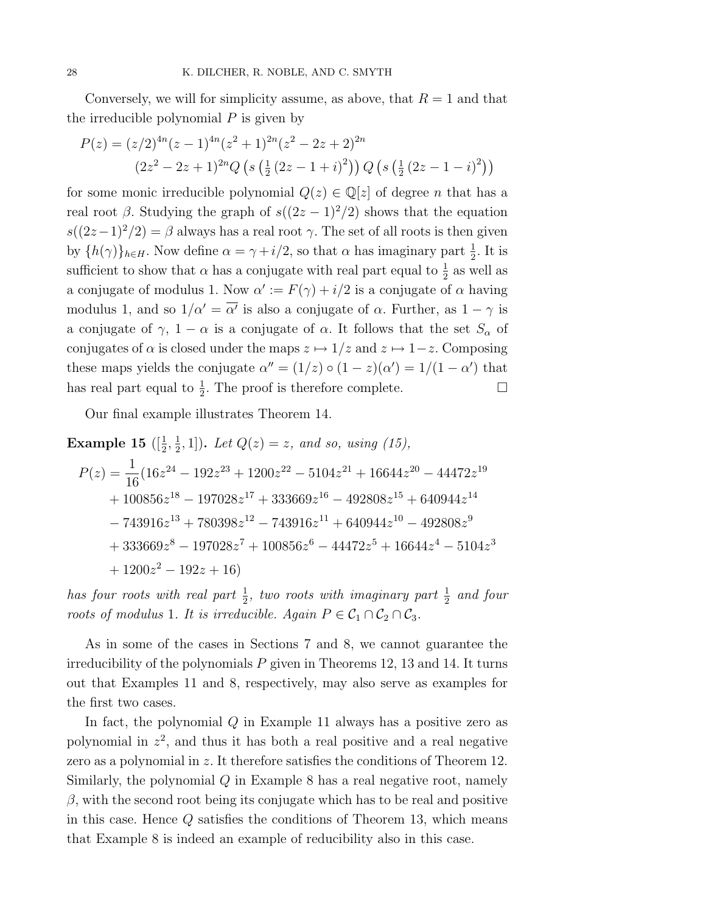Conversely, we will for simplicity assume, as above, that $R = 1$ and that the irreducible polynomial $P$ is given by

$$
\begin{aligned}
P(z) &= (z/2)^{4n}(z-1)^{4n}(z^2+1)^{2n}(z^2-2z+2)^{2n} \\
&\quad (2z^2-2z+1)^{2n} Q\left(s\left(\tfrac{1}{2}\left(2z-1+i\right)^2\right)\right) Q\left(s\left(\tfrac{1}{2}\left(2z-1-i\right)^2\right)\right)
\end{aligned}
$$

for some monic irreducible polynomial $Q(z) \in \mathbb{Q}[z]$ of degree $n$ that has a real root $\beta$. Studying the graph of $s((2z-1)^2/2)$ shows that the equation $s((2z-1)^2/2) = \beta$ always has a real root $\gamma$. The set of all roots is then given by $\{h(\gamma)\}_{h \in H}$. Now define $\alpha = \gamma + i/2$, so that $\alpha$ has imaginary part $\frac{1}{2}$. It is sufficient to show that $\alpha$ has a conjugate with real part equal to $\frac{1}{2}$ as well as a conjugate of modulus 1. Now $\alpha' := F(\gamma) + i/2$ is a conjugate of $\alpha$ having modulus 1, and so $1/\alpha' = \overline{\alpha'}$ is also a conjugate of $\alpha$. Further, as $1 - \gamma$ is a conjugate of $\gamma$, $1 - \alpha$ is a conjugate of $\alpha$. It follows that the set $S_\alpha$ of conjugates of $\alpha$ is closed under the maps $z \mapsto 1/z$ and $z \mapsto 1-z$. Composing these maps yields the conjugate $\alpha'' = (1/z) \circ (1-z)(\alpha') = 1/(1-\alpha')$ that has real part equal to $\frac{1}{2}$. The proof is therefore complete. $\square$

Our final example illustrates Theorem 14.

**Example 15** ($[\frac{1}{2}, \frac{1}{2}, 1]$). *Let $Q(z) = z$, and so, using (15),*

$$
\begin{aligned}
P(z) = \frac{1}{16}(&16z^{24} - 192z^{23} + 1200z^{22} - 5104z^{21} + 16644z^{20} - 44472z^{19} \\
&+ 100856z^{18} - 197028z^{17} + 333669z^{16} - 492808z^{15} + 640944z^{14} \\
&- 743916z^{13} + 780398z^{12} - 743916z^{11} + 640944z^{10} - 492808z^{9} \\
&+ 333669z^{8} - 197028z^{7} + 100856z^{6} - 44472z^{5} + 16644z^{4} - 5104z^{3} \\
&+ 1200z^{2} - 192z + 16)
\end{aligned}
$$

*has four roots with real part $\frac{1}{2}$, two roots with imaginary part $\frac{1}{2}$ and four roots of modulus 1. It is irreducible. Again $P \in \mathcal{C}_1 \cap \mathcal{C}_2 \cap \mathcal{C}_3$.*

As in some of the cases in Sections 7 and 8, we cannot guarantee the irreducibility of the polynomials $P$ given in Theorems 12, 13 and 14. It turns out that Examples 11 and 8, respectively, may also serve as examples for the first two cases.

In fact, the polynomial $Q$ in Example 11 always has a positive zero as polynomial in $z^2$, and thus it has both a real positive and a real negative zero as a polynomial in $z$. It therefore satisfies the conditions of Theorem 12. Similarly, the polynomial $Q$ in Example 8 has a real negative root, namely $\beta$, with the second root being its conjugate which has to be real and positive in this case. Hence $Q$ satisfies the conditions of Theorem 13, which means that Example 8 is indeed an example of reducibility also in this case.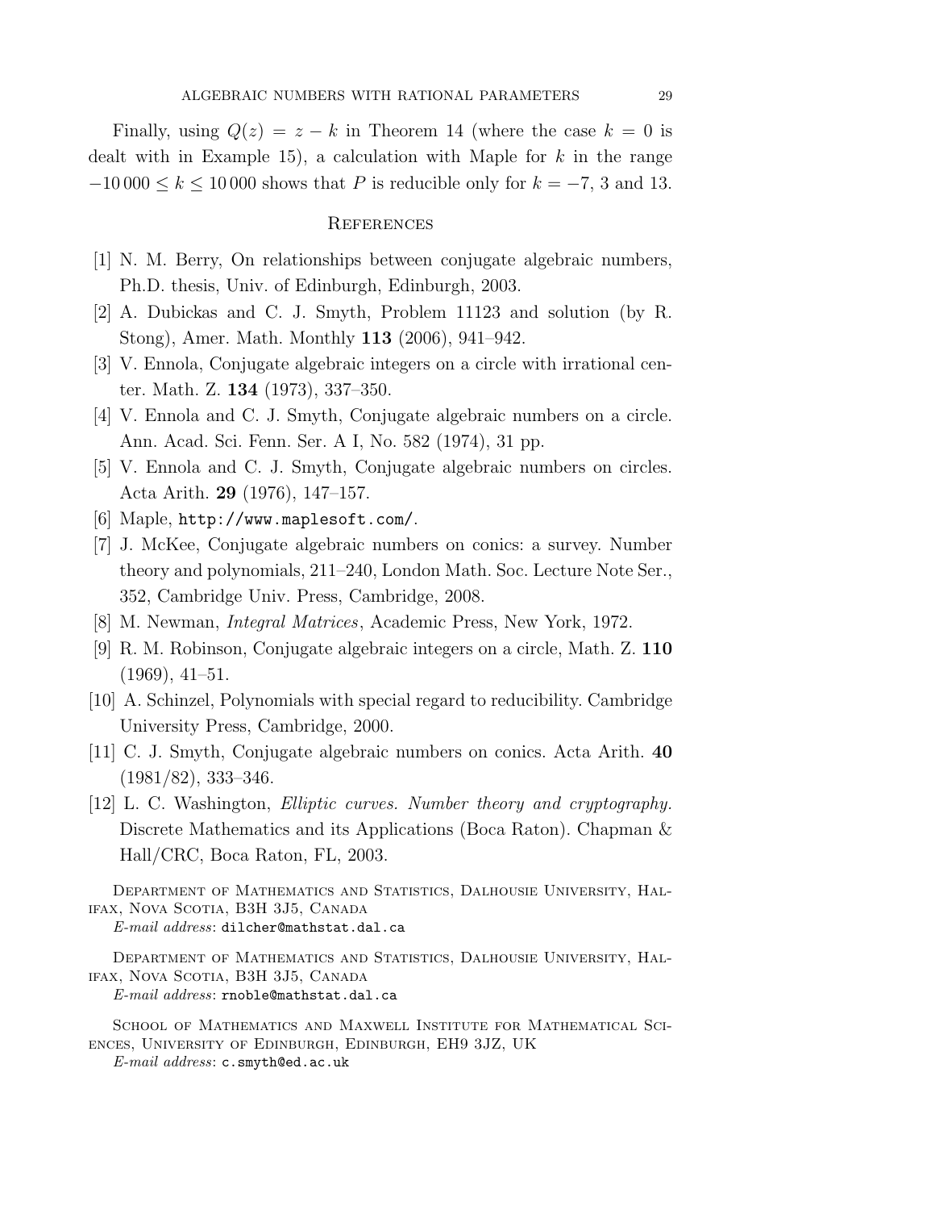Finally, using $Q(z) = z - k$ in Theorem 14 (where the case $k = 0$ is dealt with in Example 15), a calculation with Maple for $k$ in the range $-10\,000 \leq k \leq 10\,000$ shows that $P$ is reducible only for $k = -7$, 3 and 13.

## References

[1] N. M. Berry, On relationships between conjugate algebraic numbers, Ph.D. thesis, Univ. of Edinburgh, Edinburgh, 2003.

[2] A. Dubickas and C. J. Smyth, Problem 11123 and solution (by R. Stong), Amer. Math. Monthly **113** (2006), 941–942.

[3] V. Ennola, Conjugate algebraic integers on a circle with irrational center. Math. Z. **134** (1973), 337–350.

[4] V. Ennola and C. J. Smyth, Conjugate algebraic numbers on a circle. Ann. Acad. Sci. Fenn. Ser. A I, No. 582 (1974), 31 pp.

[5] V. Ennola and C. J. Smyth, Conjugate algebraic numbers on circles. Acta Arith. **29** (1976), 147–157.

[6] Maple, `http://www.maplesoft.com/`.

[7] J. McKee, Conjugate algebraic numbers on conics: a survey. Number theory and polynomials, 211–240, London Math. Soc. Lecture Note Ser., 352, Cambridge Univ. Press, Cambridge, 2008.

[8] M. Newman, *Integral Matrices*, Academic Press, New York, 1972.

[9] R. M. Robinson, Conjugate algebraic integers on a circle, Math. Z. **110** (1969), 41–51.

[10] A. Schinzel, Polynomials with special regard to reducibility. Cambridge University Press, Cambridge, 2000.

[11] C. J. Smyth, Conjugate algebraic numbers on conics. Acta Arith. **40** (1981/82), 333–346.

[12] L. C. Washington, *Elliptic curves. Number theory and cryptography.* Discrete Mathematics and its Applications (Boca Raton). Chapman & Hall/CRC, Boca Raton, FL, 2003.

Department of Mathematics and Statistics, Dalhousie University, Halifax, Nova Scotia, B3H 3J5, Canada
*E-mail address*: `dilcher@mathstat.dal.ca`

Department of Mathematics and Statistics, Dalhousie University, Halifax, Nova Scotia, B3H 3J5, Canada
*E-mail address*: `rnoble@mathstat.dal.ca`

School of Mathematics and Maxwell Institute for Mathematical Sciences, University of Edinburgh, Edinburgh, EH9 3JZ, UK
*E-mail address*: `c.smyth@ed.ac.uk`